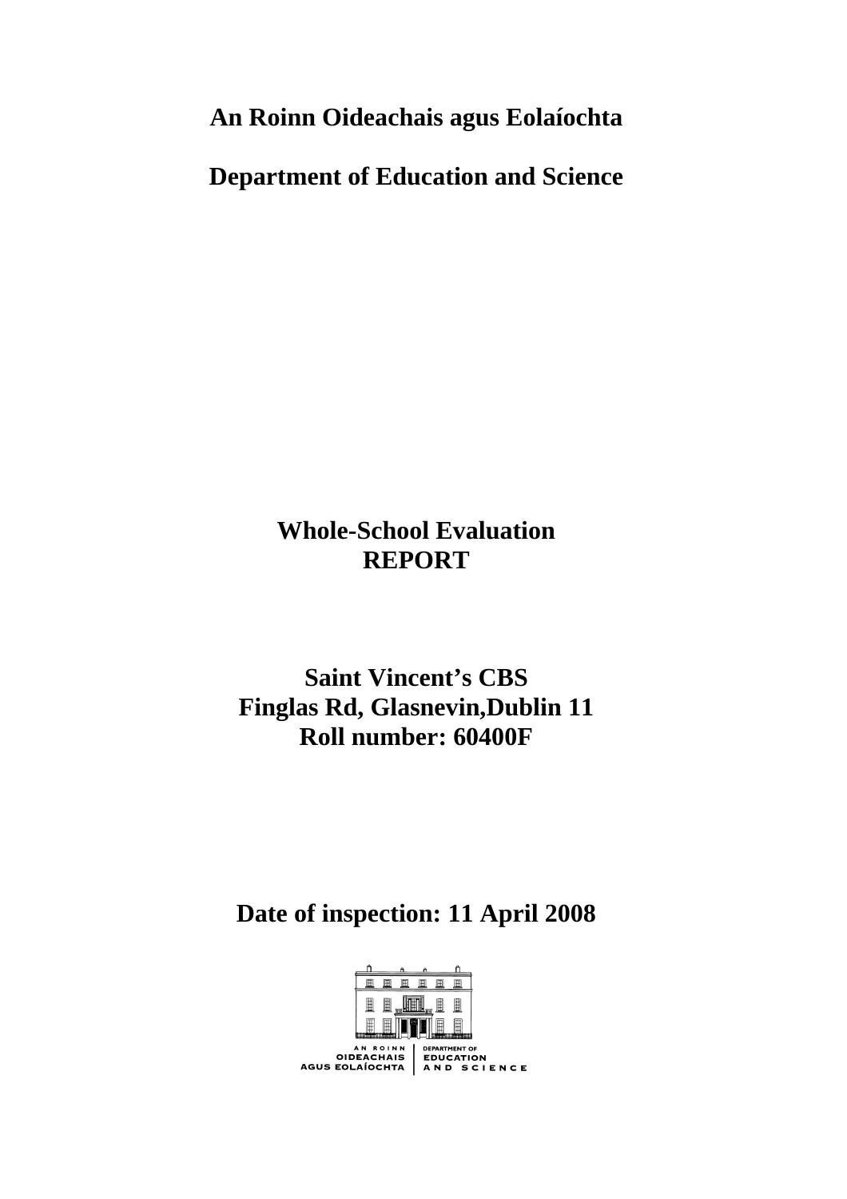**An Roinn Oideachais agus Eolaíochta**

**Department of Education and Science**

# Whole-School Evaluation
# REPORT

## Saint Vincent's CBS
## Finglas Rd, Glasnevin,Dublin 11
## Roll number: 60400F

## Date of inspection: 11 April 2008

AN ROINN OIDEACHAIS AGUS EOLAÍOCHTA | DEPARTMENT OF EDUCATION AND SCIENCE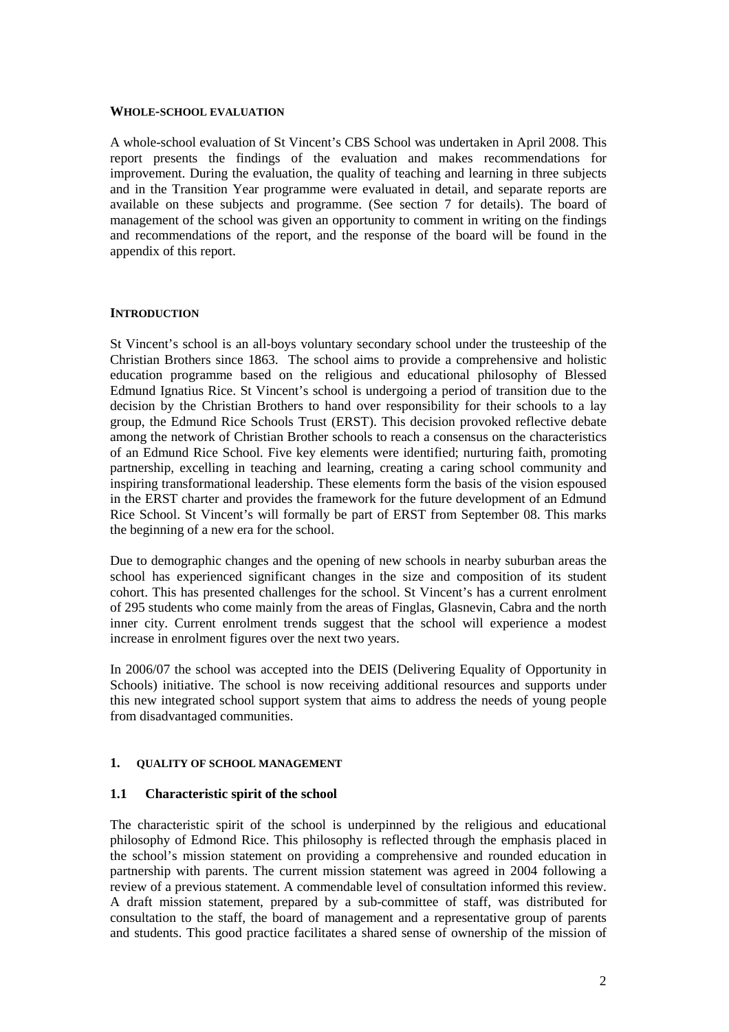## WHOLE-SCHOOL EVALUATION

A whole-school evaluation of St Vincent's CBS School was undertaken in April 2008. This report presents the findings of the evaluation and makes recommendations for improvement. During the evaluation, the quality of teaching and learning in three subjects and in the Transition Year programme were evaluated in detail, and separate reports are available on these subjects and programme. (See section 7 for details). The board of management of the school was given an opportunity to comment in writing on the findings and recommendations of the report, and the response of the board will be found in the appendix of this report.

## INTRODUCTION

St Vincent's school is an all-boys voluntary secondary school under the trusteeship of the Christian Brothers since 1863. The school aims to provide a comprehensive and holistic education programme based on the religious and educational philosophy of Blessed Edmund Ignatius Rice. St Vincent's school is undergoing a period of transition due to the decision by the Christian Brothers to hand over responsibility for their schools to a lay group, the Edmund Rice Schools Trust (ERST). This decision provoked reflective debate among the network of Christian Brother schools to reach a consensus on the characteristics of an Edmund Rice School. Five key elements were identified; nurturing faith, promoting partnership, excelling in teaching and learning, creating a caring school community and inspiring transformational leadership. These elements form the basis of the vision espoused in the ERST charter and provides the framework for the future development of an Edmund Rice School. St Vincent's will formally be part of ERST from September 08. This marks the beginning of a new era for the school.

Due to demographic changes and the opening of new schools in nearby suburban areas the school has experienced significant changes in the size and composition of its student cohort. This has presented challenges for the school. St Vincent's has a current enrolment of 295 students who come mainly from the areas of Finglas, Glasnevin, Cabra and the north inner city. Current enrolment trends suggest that the school will experience a modest increase in enrolment figures over the next two years.

In 2006/07 the school was accepted into the DEIS (Delivering Equality of Opportunity in Schools) initiative. The school is now receiving additional resources and supports under this new integrated school support system that aims to address the needs of young people from disadvantaged communities.

## 1. QUALITY OF SCHOOL MANAGEMENT

### 1.1 Characteristic spirit of the school

The characteristic spirit of the school is underpinned by the religious and educational philosophy of Edmond Rice. This philosophy is reflected through the emphasis placed in the school's mission statement on providing a comprehensive and rounded education in partnership with parents. The current mission statement was agreed in 2004 following a review of a previous statement. A commendable level of consultation informed this review. A draft mission statement, prepared by a sub-committee of staff, was distributed for consultation to the staff, the board of management and a representative group of parents and students. This good practice facilitates a shared sense of ownership of the mission of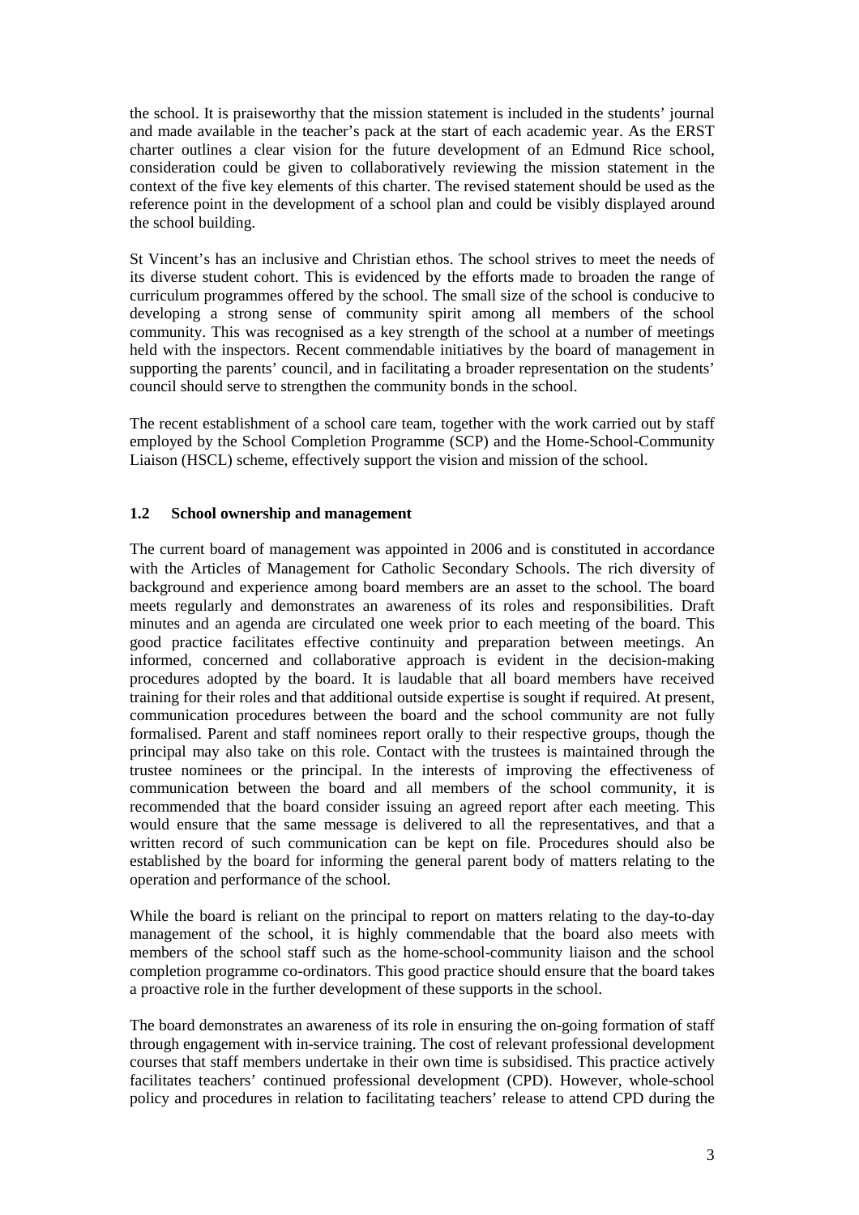the school. It is praiseworthy that the mission statement is included in the students' journal and made available in the teacher's pack at the start of each academic year. As the ERST charter outlines a clear vision for the future development of an Edmund Rice school, consideration could be given to collaboratively reviewing the mission statement in the context of the five key elements of this charter. The revised statement should be used as the reference point in the development of a school plan and could be visibly displayed around the school building.

St Vincent's has an inclusive and Christian ethos. The school strives to meet the needs of its diverse student cohort. This is evidenced by the efforts made to broaden the range of curriculum programmes offered by the school. The small size of the school is conducive to developing a strong sense of community spirit among all members of the school community. This was recognised as a key strength of the school at a number of meetings held with the inspectors. Recent commendable initiatives by the board of management in supporting the parents' council, and in facilitating a broader representation on the students' council should serve to strengthen the community bonds in the school.

The recent establishment of a school care team, together with the work carried out by staff employed by the School Completion Programme (SCP) and the Home-School-Community Liaison (HSCL) scheme, effectively support the vision and mission of the school.

### 1.2 School ownership and management

The current board of management was appointed in 2006 and is constituted in accordance with the Articles of Management for Catholic Secondary Schools. The rich diversity of background and experience among board members are an asset to the school. The board meets regularly and demonstrates an awareness of its roles and responsibilities. Draft minutes and an agenda are circulated one week prior to each meeting of the board. This good practice facilitates effective continuity and preparation between meetings. An informed, concerned and collaborative approach is evident in the decision-making procedures adopted by the board. It is laudable that all board members have received training for their roles and that additional outside expertise is sought if required. At present, communication procedures between the board and the school community are not fully formalised. Parent and staff nominees report orally to their respective groups, though the principal may also take on this role. Contact with the trustees is maintained through the trustee nominees or the principal. In the interests of improving the effectiveness of communication between the board and all members of the school community, it is recommended that the board consider issuing an agreed report after each meeting. This would ensure that the same message is delivered to all the representatives, and that a written record of such communication can be kept on file. Procedures should also be established by the board for informing the general parent body of matters relating to the operation and performance of the school.

While the board is reliant on the principal to report on matters relating to the day-to-day management of the school, it is highly commendable that the board also meets with members of the school staff such as the home-school-community liaison and the school completion programme co-ordinators. This good practice should ensure that the board takes a proactive role in the further development of these supports in the school.

The board demonstrates an awareness of its role in ensuring the on-going formation of staff through engagement with in-service training. The cost of relevant professional development courses that staff members undertake in their own time is subsidised. This practice actively facilitates teachers' continued professional development (CPD). However, whole-school policy and procedures in relation to facilitating teachers' release to attend CPD during the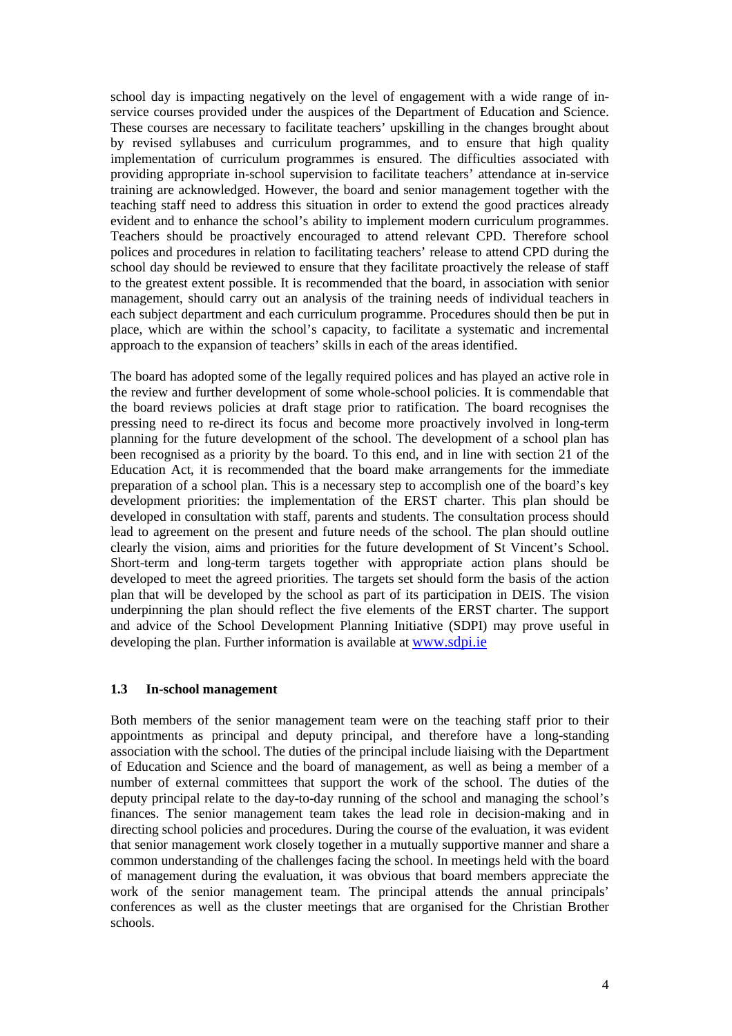school day is impacting negatively on the level of engagement with a wide range of in-service courses provided under the auspices of the Department of Education and Science. These courses are necessary to facilitate teachers' upskilling in the changes brought about by revised syllabuses and curriculum programmes, and to ensure that high quality implementation of curriculum programmes is ensured. The difficulties associated with providing appropriate in-school supervision to facilitate teachers' attendance at in-service training are acknowledged. However, the board and senior management together with the teaching staff need to address this situation in order to extend the good practices already evident and to enhance the school's ability to implement modern curriculum programmes. Teachers should be proactively encouraged to attend relevant CPD. Therefore school polices and procedures in relation to facilitating teachers' release to attend CPD during the school day should be reviewed to ensure that they facilitate proactively the release of staff to the greatest extent possible. It is recommended that the board, in association with senior management, should carry out an analysis of the training needs of individual teachers in each subject department and each curriculum programme. Procedures should then be put in place, which are within the school's capacity, to facilitate a systematic and incremental approach to the expansion of teachers' skills in each of the areas identified.

The board has adopted some of the legally required polices and has played an active role in the review and further development of some whole-school policies. It is commendable that the board reviews policies at draft stage prior to ratification. The board recognises the pressing need to re-direct its focus and become more proactively involved in long-term planning for the future development of the school. The development of a school plan has been recognised as a priority by the board. To this end, and in line with section 21 of the Education Act, it is recommended that the board make arrangements for the immediate preparation of a school plan. This is a necessary step to accomplish one of the board's key development priorities: the implementation of the ERST charter. This plan should be developed in consultation with staff, parents and students. The consultation process should lead to agreement on the present and future needs of the school. The plan should outline clearly the vision, aims and priorities for the future development of St Vincent's School. Short-term and long-term targets together with appropriate action plans should be developed to meet the agreed priorities. The targets set should form the basis of the action plan that will be developed by the school as part of its participation in DEIS. The vision underpinning the plan should reflect the five elements of the ERST charter. The support and advice of the School Development Planning Initiative (SDPI) may prove useful in developing the plan. Further information is available at [www.sdpi.ie](http://www.sdpi.ie)

### 1.3 In-school management

Both members of the senior management team were on the teaching staff prior to their appointments as principal and deputy principal, and therefore have a long-standing association with the school. The duties of the principal include liaising with the Department of Education and Science and the board of management, as well as being a member of a number of external committees that support the work of the school. The duties of the deputy principal relate to the day-to-day running of the school and managing the school's finances. The senior management team takes the lead role in decision-making and in directing school policies and procedures. During the course of the evaluation, it was evident that senior management work closely together in a mutually supportive manner and share a common understanding of the challenges facing the school. In meetings held with the board of management during the evaluation, it was obvious that board members appreciate the work of the senior management team. The principal attends the annual principals' conferences as well as the cluster meetings that are organised for the Christian Brother schools.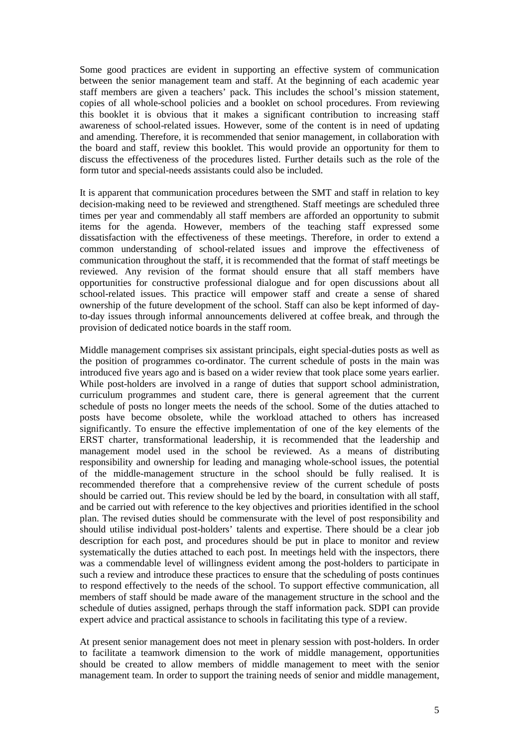Some good practices are evident in supporting an effective system of communication between the senior management team and staff. At the beginning of each academic year staff members are given a teachers' pack. This includes the school's mission statement, copies of all whole-school policies and a booklet on school procedures. From reviewing this booklet it is obvious that it makes a significant contribution to increasing staff awareness of school-related issues. However, some of the content is in need of updating and amending. Therefore, it is recommended that senior management, in collaboration with the board and staff, review this booklet. This would provide an opportunity for them to discuss the effectiveness of the procedures listed. Further details such as the role of the form tutor and special-needs assistants could also be included.

It is apparent that communication procedures between the SMT and staff in relation to key decision-making need to be reviewed and strengthened. Staff meetings are scheduled three times per year and commendably all staff members are afforded an opportunity to submit items for the agenda. However, members of the teaching staff expressed some dissatisfaction with the effectiveness of these meetings. Therefore, in order to extend a common understanding of school-related issues and improve the effectiveness of communication throughout the staff, it is recommended that the format of staff meetings be reviewed. Any revision of the format should ensure that all staff members have opportunities for constructive professional dialogue and for open discussions about all school-related issues. This practice will empower staff and create a sense of shared ownership of the future development of the school. Staff can also be kept informed of day-to-day issues through informal announcements delivered at coffee break, and through the provision of dedicated notice boards in the staff room.

Middle management comprises six assistant principals, eight special-duties posts as well as the position of programmes co-ordinator. The current schedule of posts in the main was introduced five years ago and is based on a wider review that took place some years earlier. While post-holders are involved in a range of duties that support school administration, curriculum programmes and student care, there is general agreement that the current schedule of posts no longer meets the needs of the school. Some of the duties attached to posts have become obsolete, while the workload attached to others has increased significantly. To ensure the effective implementation of one of the key elements of the ERST charter, transformational leadership, it is recommended that the leadership and management model used in the school be reviewed. As a means of distributing responsibility and ownership for leading and managing whole-school issues, the potential of the middle-management structure in the school should be fully realised. It is recommended therefore that a comprehensive review of the current schedule of posts should be carried out. This review should be led by the board, in consultation with all staff, and be carried out with reference to the key objectives and priorities identified in the school plan. The revised duties should be commensurate with the level of post responsibility and should utilise individual post-holders' talents and expertise. There should be a clear job description for each post, and procedures should be put in place to monitor and review systematically the duties attached to each post. In meetings held with the inspectors, there was a commendable level of willingness evident among the post-holders to participate in such a review and introduce these practices to ensure that the scheduling of posts continues to respond effectively to the needs of the school. To support effective communication, all members of staff should be made aware of the management structure in the school and the schedule of duties assigned, perhaps through the staff information pack. SDPI can provide expert advice and practical assistance to schools in facilitating this type of a review.

At present senior management does not meet in plenary session with post-holders. In order to facilitate a teamwork dimension to the work of middle management, opportunities should be created to allow members of middle management to meet with the senior management team. In order to support the training needs of senior and middle management,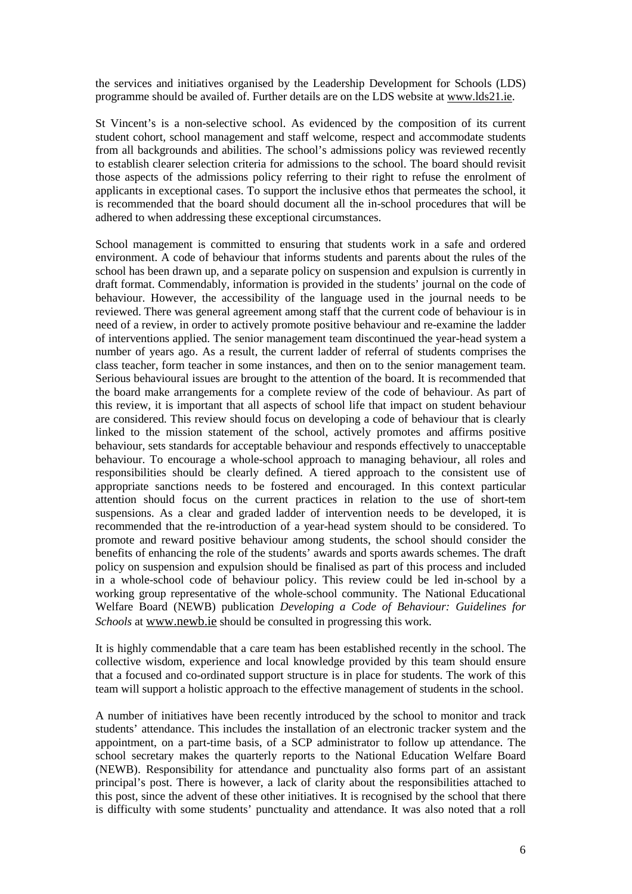the services and initiatives organised by the Leadership Development for Schools (LDS) programme should be availed of. Further details are on the LDS website at www.lds21.ie.

St Vincent's is a non-selective school. As evidenced by the composition of its current student cohort, school management and staff welcome, respect and accommodate students from all backgrounds and abilities. The school's admissions policy was reviewed recently to establish clearer selection criteria for admissions to the school. The board should revisit those aspects of the admissions policy referring to their right to refuse the enrolment of applicants in exceptional cases. To support the inclusive ethos that permeates the school, it is recommended that the board should document all the in-school procedures that will be adhered to when addressing these exceptional circumstances.

School management is committed to ensuring that students work in a safe and ordered environment. A code of behaviour that informs students and parents about the rules of the school has been drawn up, and a separate policy on suspension and expulsion is currently in draft format. Commendably, information is provided in the students' journal on the code of behaviour. However, the accessibility of the language used in the journal needs to be reviewed. There was general agreement among staff that the current code of behaviour is in need of a review, in order to actively promote positive behaviour and re-examine the ladder of interventions applied. The senior management team discontinued the year-head system a number of years ago. As a result, the current ladder of referral of students comprises the class teacher, form teacher in some instances, and then on to the senior management team. Serious behavioural issues are brought to the attention of the board. It is recommended that the board make arrangements for a complete review of the code of behaviour. As part of this review, it is important that all aspects of school life that impact on student behaviour are considered. This review should focus on developing a code of behaviour that is clearly linked to the mission statement of the school, actively promotes and affirms positive behaviour, sets standards for acceptable behaviour and responds effectively to unacceptable behaviour. To encourage a whole-school approach to managing behaviour, all roles and responsibilities should be clearly defined. A tiered approach to the consistent use of appropriate sanctions needs to be fostered and encouraged. In this context particular attention should focus on the current practices in relation to the use of short-tem suspensions. As a clear and graded ladder of intervention needs to be developed, it is recommended that the re-introduction of a year-head system should to be considered. To promote and reward positive behaviour among students, the school should consider the benefits of enhancing the role of the students' awards and sports awards schemes. The draft policy on suspension and expulsion should be finalised as part of this process and included in a whole-school code of behaviour policy. This review could be led in-school by a working group representative of the whole-school community. The National Educational Welfare Board (NEWB) publication *Developing a Code of Behaviour: Guidelines for Schools* at www.newb.ie should be consulted in progressing this work.

It is highly commendable that a care team has been established recently in the school. The collective wisdom, experience and local knowledge provided by this team should ensure that a focused and co-ordinated support structure is in place for students. The work of this team will support a holistic approach to the effective management of students in the school.

A number of initiatives have been recently introduced by the school to monitor and track students' attendance. This includes the installation of an electronic tracker system and the appointment, on a part-time basis, of a SCP administrator to follow up attendance. The school secretary makes the quarterly reports to the National Education Welfare Board (NEWB). Responsibility for attendance and punctuality also forms part of an assistant principal's post. There is however, a lack of clarity about the responsibilities attached to this post, since the advent of these other initiatives. It is recognised by the school that there is difficulty with some students' punctuality and attendance. It was also noted that a roll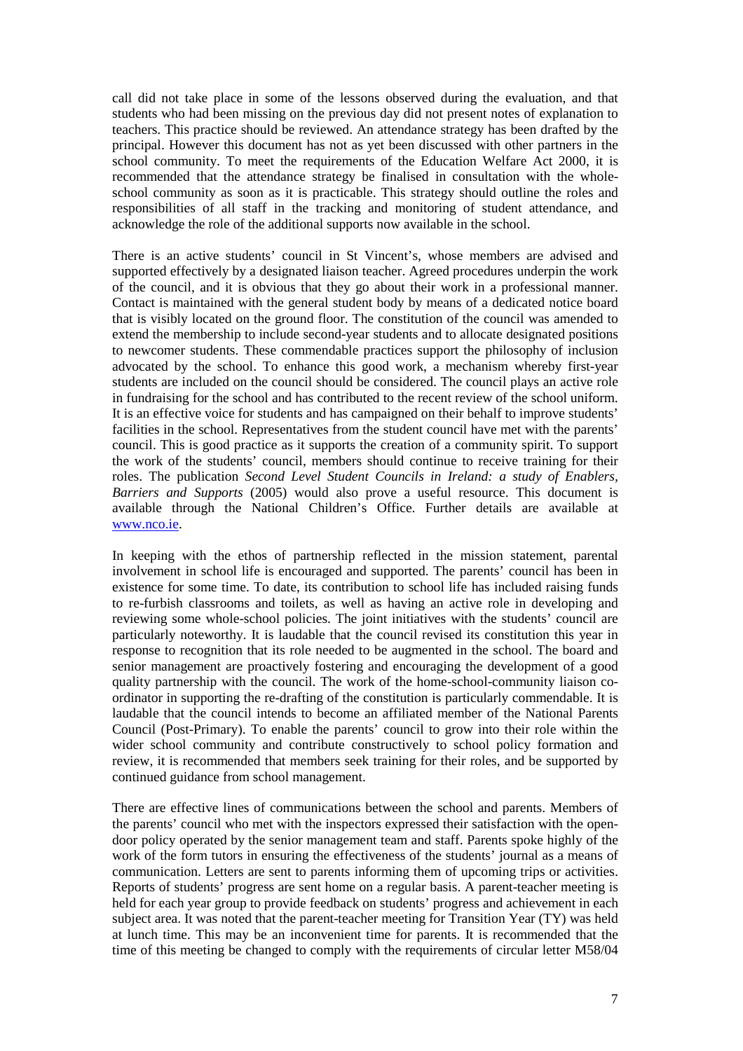call did not take place in some of the lessons observed during the evaluation, and that students who had been missing on the previous day did not present notes of explanation to teachers. This practice should be reviewed. An attendance strategy has been drafted by the principal. However this document has not as yet been discussed with other partners in the school community. To meet the requirements of the Education Welfare Act 2000, it is recommended that the attendance strategy be finalised in consultation with the whole-school community as soon as it is practicable. This strategy should outline the roles and responsibilities of all staff in the tracking and monitoring of student attendance, and acknowledge the role of the additional supports now available in the school.

There is an active students' council in St Vincent's, whose members are advised and supported effectively by a designated liaison teacher. Agreed procedures underpin the work of the council, and it is obvious that they go about their work in a professional manner. Contact is maintained with the general student body by means of a dedicated notice board that is visibly located on the ground floor. The constitution of the council was amended to extend the membership to include second-year students and to allocate designated positions to newcomer students. These commendable practices support the philosophy of inclusion advocated by the school. To enhance this good work, a mechanism whereby first-year students are included on the council should be considered. The council plays an active role in fundraising for the school and has contributed to the recent review of the school uniform. It is an effective voice for students and has campaigned on their behalf to improve students' facilities in the school. Representatives from the student council have met with the parents' council. This is good practice as it supports the creation of a community spirit. To support the work of the students' council, members should continue to receive training for their roles. The publication *Second Level Student Councils in Ireland: a study of Enablers, Barriers and Supports* (2005) would also prove a useful resource. This document is available through the National Children's Office. Further details are available at www.nco.ie.

In keeping with the ethos of partnership reflected in the mission statement, parental involvement in school life is encouraged and supported. The parents' council has been in existence for some time. To date, its contribution to school life has included raising funds to re-furbish classrooms and toilets, as well as having an active role in developing and reviewing some whole-school policies. The joint initiatives with the students' council are particularly noteworthy. It is laudable that the council revised its constitution this year in response to recognition that its role needed to be augmented in the school. The board and senior management are proactively fostering and encouraging the development of a good quality partnership with the council. The work of the home-school-community liaison co-ordinator in supporting the re-drafting of the constitution is particularly commendable. It is laudable that the council intends to become an affiliated member of the National Parents Council (Post-Primary). To enable the parents' council to grow into their role within the wider school community and contribute constructively to school policy formation and review, it is recommended that members seek training for their roles, and be supported by continued guidance from school management.

There are effective lines of communications between the school and parents. Members of the parents' council who met with the inspectors expressed their satisfaction with the open-door policy operated by the senior management team and staff. Parents spoke highly of the work of the form tutors in ensuring the effectiveness of the students' journal as a means of communication. Letters are sent to parents informing them of upcoming trips or activities. Reports of students' progress are sent home on a regular basis. A parent-teacher meeting is held for each year group to provide feedback on students' progress and achievement in each subject area. It was noted that the parent-teacher meeting for Transition Year (TY) was held at lunch time. This may be an inconvenient time for parents. It is recommended that the time of this meeting be changed to comply with the requirements of circular letter M58/04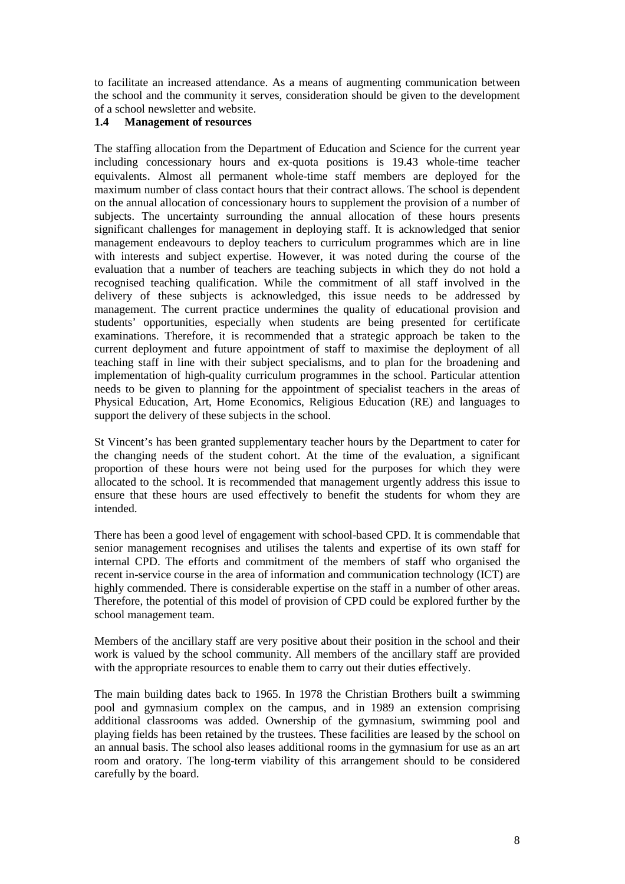to facilitate an increased attendance. As a means of augmenting communication between the school and the community it serves, consideration should be given to the development of a school newsletter and website.

### 1.4 Management of resources

The staffing allocation from the Department of Education and Science for the current year including concessionary hours and ex-quota positions is 19.43 whole-time teacher equivalents. Almost all permanent whole-time staff members are deployed for the maximum number of class contact hours that their contract allows. The school is dependent on the annual allocation of concessionary hours to supplement the provision of a number of subjects. The uncertainty surrounding the annual allocation of these hours presents significant challenges for management in deploying staff. It is acknowledged that senior management endeavours to deploy teachers to curriculum programmes which are in line with interests and subject expertise. However, it was noted during the course of the evaluation that a number of teachers are teaching subjects in which they do not hold a recognised teaching qualification. While the commitment of all staff involved in the delivery of these subjects is acknowledged, this issue needs to be addressed by management. The current practice undermines the quality of educational provision and students' opportunities, especially when students are being presented for certificate examinations. Therefore, it is recommended that a strategic approach be taken to the current deployment and future appointment of staff to maximise the deployment of all teaching staff in line with their subject specialisms, and to plan for the broadening and implementation of high-quality curriculum programmes in the school. Particular attention needs to be given to planning for the appointment of specialist teachers in the areas of Physical Education, Art, Home Economics, Religious Education (RE) and languages to support the delivery of these subjects in the school.

St Vincent's has been granted supplementary teacher hours by the Department to cater for the changing needs of the student cohort. At the time of the evaluation, a significant proportion of these hours were not being used for the purposes for which they were allocated to the school. It is recommended that management urgently address this issue to ensure that these hours are used effectively to benefit the students for whom they are intended.

There has been a good level of engagement with school-based CPD. It is commendable that senior management recognises and utilises the talents and expertise of its own staff for internal CPD. The efforts and commitment of the members of staff who organised the recent in-service course in the area of information and communication technology (ICT) are highly commended. There is considerable expertise on the staff in a number of other areas. Therefore, the potential of this model of provision of CPD could be explored further by the school management team.

Members of the ancillary staff are very positive about their position in the school and their work is valued by the school community. All members of the ancillary staff are provided with the appropriate resources to enable them to carry out their duties effectively.

The main building dates back to 1965. In 1978 the Christian Brothers built a swimming pool and gymnasium complex on the campus, and in 1989 an extension comprising additional classrooms was added. Ownership of the gymnasium, swimming pool and playing fields has been retained by the trustees. These facilities are leased by the school on an annual basis. The school also leases additional rooms in the gymnasium for use as an art room and oratory. The long-term viability of this arrangement should to be considered carefully by the board.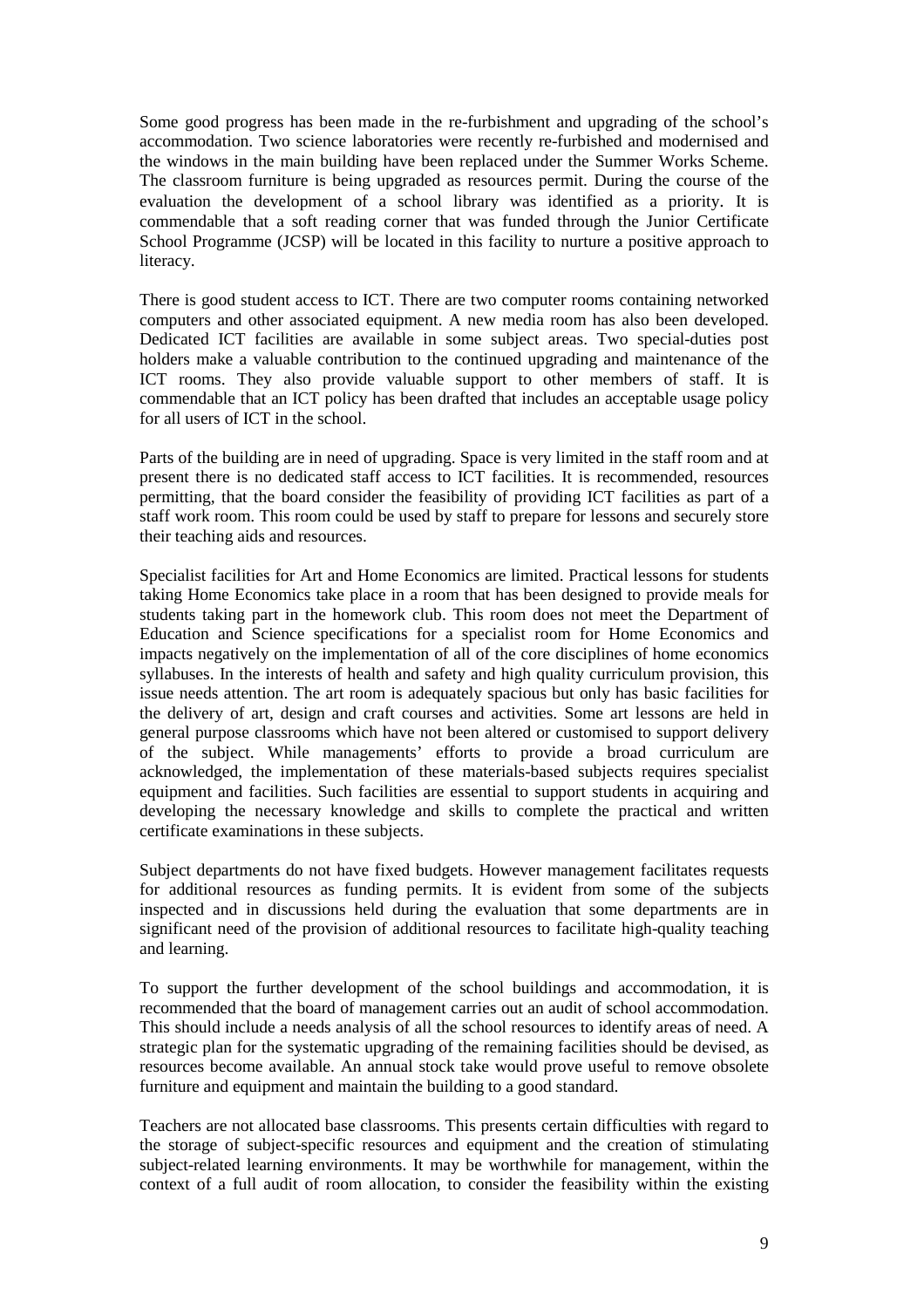Some good progress has been made in the re-furbishment and upgrading of the school's accommodation. Two science laboratories were recently re-furbished and modernised and the windows in the main building have been replaced under the Summer Works Scheme. The classroom furniture is being upgraded as resources permit. During the course of the evaluation the development of a school library was identified as a priority. It is commendable that a soft reading corner that was funded through the Junior Certificate School Programme (JCSP) will be located in this facility to nurture a positive approach to literacy.

There is good student access to ICT. There are two computer rooms containing networked computers and other associated equipment. A new media room has also been developed. Dedicated ICT facilities are available in some subject areas. Two special-duties post holders make a valuable contribution to the continued upgrading and maintenance of the ICT rooms. They also provide valuable support to other members of staff. It is commendable that an ICT policy has been drafted that includes an acceptable usage policy for all users of ICT in the school.

Parts of the building are in need of upgrading. Space is very limited in the staff room and at present there is no dedicated staff access to ICT facilities. It is recommended, resources permitting, that the board consider the feasibility of providing ICT facilities as part of a staff work room. This room could be used by staff to prepare for lessons and securely store their teaching aids and resources.

Specialist facilities for Art and Home Economics are limited. Practical lessons for students taking Home Economics take place in a room that has been designed to provide meals for students taking part in the homework club. This room does not meet the Department of Education and Science specifications for a specialist room for Home Economics and impacts negatively on the implementation of all of the core disciplines of home economics syllabuses. In the interests of health and safety and high quality curriculum provision, this issue needs attention. The art room is adequately spacious but only has basic facilities for the delivery of art, design and craft courses and activities. Some art lessons are held in general purpose classrooms which have not been altered or customised to support delivery of the subject. While managements' efforts to provide a broad curriculum are acknowledged, the implementation of these materials-based subjects requires specialist equipment and facilities. Such facilities are essential to support students in acquiring and developing the necessary knowledge and skills to complete the practical and written certificate examinations in these subjects.

Subject departments do not have fixed budgets. However management facilitates requests for additional resources as funding permits. It is evident from some of the subjects inspected and in discussions held during the evaluation that some departments are in significant need of the provision of additional resources to facilitate high-quality teaching and learning.

To support the further development of the school buildings and accommodation, it is recommended that the board of management carries out an audit of school accommodation. This should include a needs analysis of all the school resources to identify areas of need. A strategic plan for the systematic upgrading of the remaining facilities should be devised, as resources become available. An annual stock take would prove useful to remove obsolete furniture and equipment and maintain the building to a good standard.

Teachers are not allocated base classrooms. This presents certain difficulties with regard to the storage of subject-specific resources and equipment and the creation of stimulating subject-related learning environments. It may be worthwhile for management, within the context of a full audit of room allocation, to consider the feasibility within the existing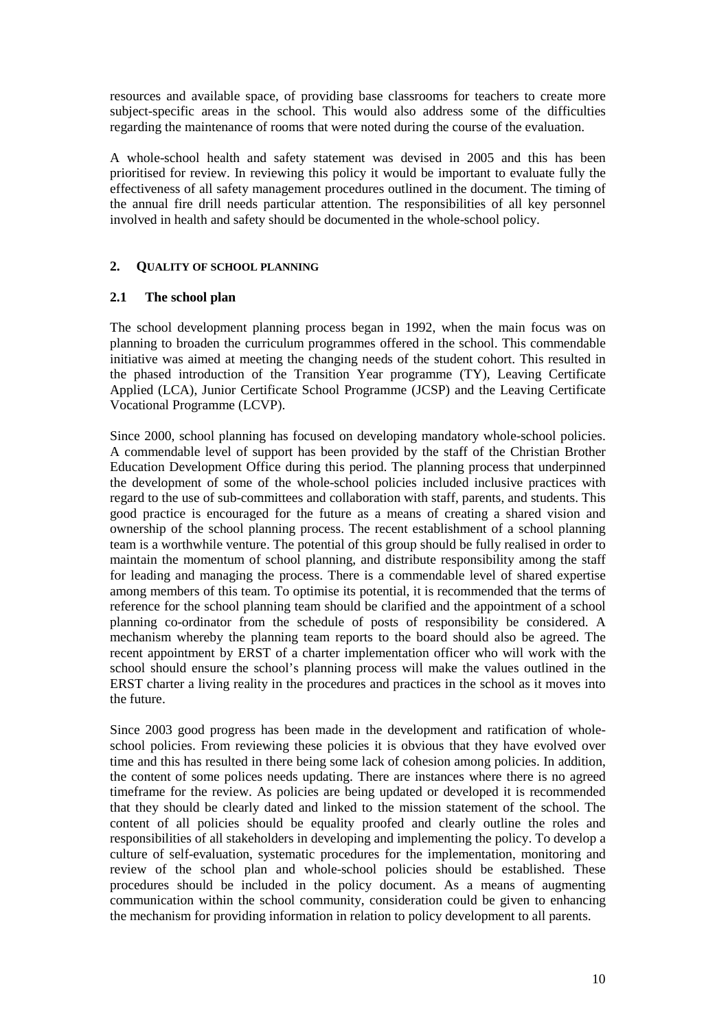resources and available space, of providing base classrooms for teachers to create more subject-specific areas in the school. This would also address some of the difficulties regarding the maintenance of rooms that were noted during the course of the evaluation.

A whole-school health and safety statement was devised in 2005 and this has been prioritised for review. In reviewing this policy it would be important to evaluate fully the effectiveness of all safety management procedures outlined in the document. The timing of the annual fire drill needs particular attention. The responsibilities of all key personnel involved in health and safety should be documented in the whole-school policy.

## 2. Quality of School Planning

### 2.1 The school plan

The school development planning process began in 1992, when the main focus was on planning to broaden the curriculum programmes offered in the school. This commendable initiative was aimed at meeting the changing needs of the student cohort. This resulted in the phased introduction of the Transition Year programme (TY), Leaving Certificate Applied (LCA), Junior Certificate School Programme (JCSP) and the Leaving Certificate Vocational Programme (LCVP).

Since 2000, school planning has focused on developing mandatory whole-school policies. A commendable level of support has been provided by the staff of the Christian Brother Education Development Office during this period. The planning process that underpinned the development of some of the whole-school policies included inclusive practices with regard to the use of sub-committees and collaboration with staff, parents, and students. This good practice is encouraged for the future as a means of creating a shared vision and ownership of the school planning process. The recent establishment of a school planning team is a worthwhile venture. The potential of this group should be fully realised in order to maintain the momentum of school planning, and distribute responsibility among the staff for leading and managing the process. There is a commendable level of shared expertise among members of this team. To optimise its potential, it is recommended that the terms of reference for the school planning team should be clarified and the appointment of a school planning co-ordinator from the schedule of posts of responsibility be considered. A mechanism whereby the planning team reports to the board should also be agreed. The recent appointment by ERST of a charter implementation officer who will work with the school should ensure the school's planning process will make the values outlined in the ERST charter a living reality in the procedures and practices in the school as it moves into the future.

Since 2003 good progress has been made in the development and ratification of whole-school policies. From reviewing these policies it is obvious that they have evolved over time and this has resulted in there being some lack of cohesion among policies. In addition, the content of some polices needs updating. There are instances where there is no agreed timeframe for the review. As policies are being updated or developed it is recommended that they should be clearly dated and linked to the mission statement of the school. The content of all policies should be equality proofed and clearly outline the roles and responsibilities of all stakeholders in developing and implementing the policy. To develop a culture of self-evaluation, systematic procedures for the implementation, monitoring and review of the school plan and whole-school policies should be established. These procedures should be included in the policy document. As a means of augmenting communication within the school community, consideration could be given to enhancing the mechanism for providing information in relation to policy development to all parents.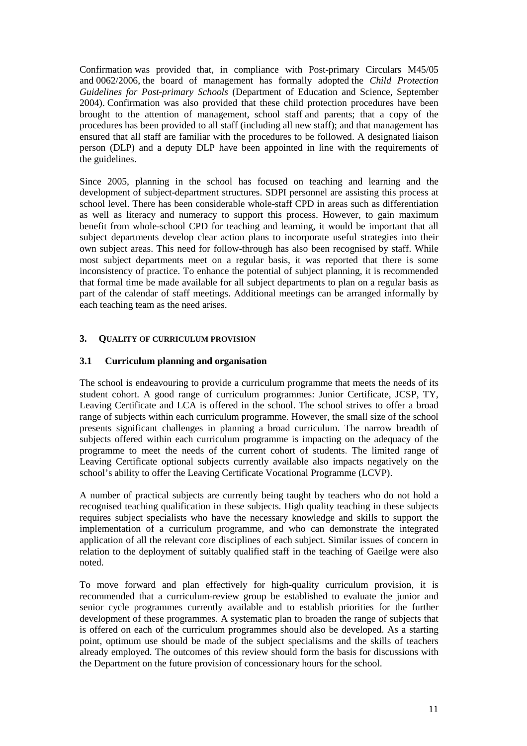Confirmation was provided that, in compliance with Post-primary Circulars M45/05 and 0062/2006, the board of management has formally adopted the *Child Protection Guidelines for Post-primary Schools* (Department of Education and Science, September 2004). Confirmation was also provided that these child protection procedures have been brought to the attention of management, school staff and parents; that a copy of the procedures has been provided to all staff (including all new staff); and that management has ensured that all staff are familiar with the procedures to be followed. A designated liaison person (DLP) and a deputy DLP have been appointed in line with the requirements of the guidelines.

Since 2005, planning in the school has focused on teaching and learning and the development of subject-department structures. SDPI personnel are assisting this process at school level. There has been considerable whole-staff CPD in areas such as differentiation as well as literacy and numeracy to support this process. However, to gain maximum benefit from whole-school CPD for teaching and learning, it would be important that all subject departments develop clear action plans to incorporate useful strategies into their own subject areas. This need for follow-through has also been recognised by staff. While most subject departments meet on a regular basis, it was reported that there is some inconsistency of practice. To enhance the potential of subject planning, it is recommended that formal time be made available for all subject departments to plan on a regular basis as part of the calendar of staff meetings. Additional meetings can be arranged informally by each teaching team as the need arises.

## 3. Quality of Curriculum Provision

### 3.1 Curriculum planning and organisation

The school is endeavouring to provide a curriculum programme that meets the needs of its student cohort. A good range of curriculum programmes: Junior Certificate, JCSP, TY, Leaving Certificate and LCA is offered in the school. The school strives to offer a broad range of subjects within each curriculum programme. However, the small size of the school presents significant challenges in planning a broad curriculum. The narrow breadth of subjects offered within each curriculum programme is impacting on the adequacy of the programme to meet the needs of the current cohort of students. The limited range of Leaving Certificate optional subjects currently available also impacts negatively on the school's ability to offer the Leaving Certificate Vocational Programme (LCVP).

A number of practical subjects are currently being taught by teachers who do not hold a recognised teaching qualification in these subjects. High quality teaching in these subjects requires subject specialists who have the necessary knowledge and skills to support the implementation of a curriculum programme, and who can demonstrate the integrated application of all the relevant core disciplines of each subject. Similar issues of concern in relation to the deployment of suitably qualified staff in the teaching of Gaeilge were also noted.

To move forward and plan effectively for high-quality curriculum provision, it is recommended that a curriculum-review group be established to evaluate the junior and senior cycle programmes currently available and to establish priorities for the further development of these programmes. A systematic plan to broaden the range of subjects that is offered on each of the curriculum programmes should also be developed. As a starting point, optimum use should be made of the subject specialisms and the skills of teachers already employed. The outcomes of this review should form the basis for discussions with the Department on the future provision of concessionary hours for the school.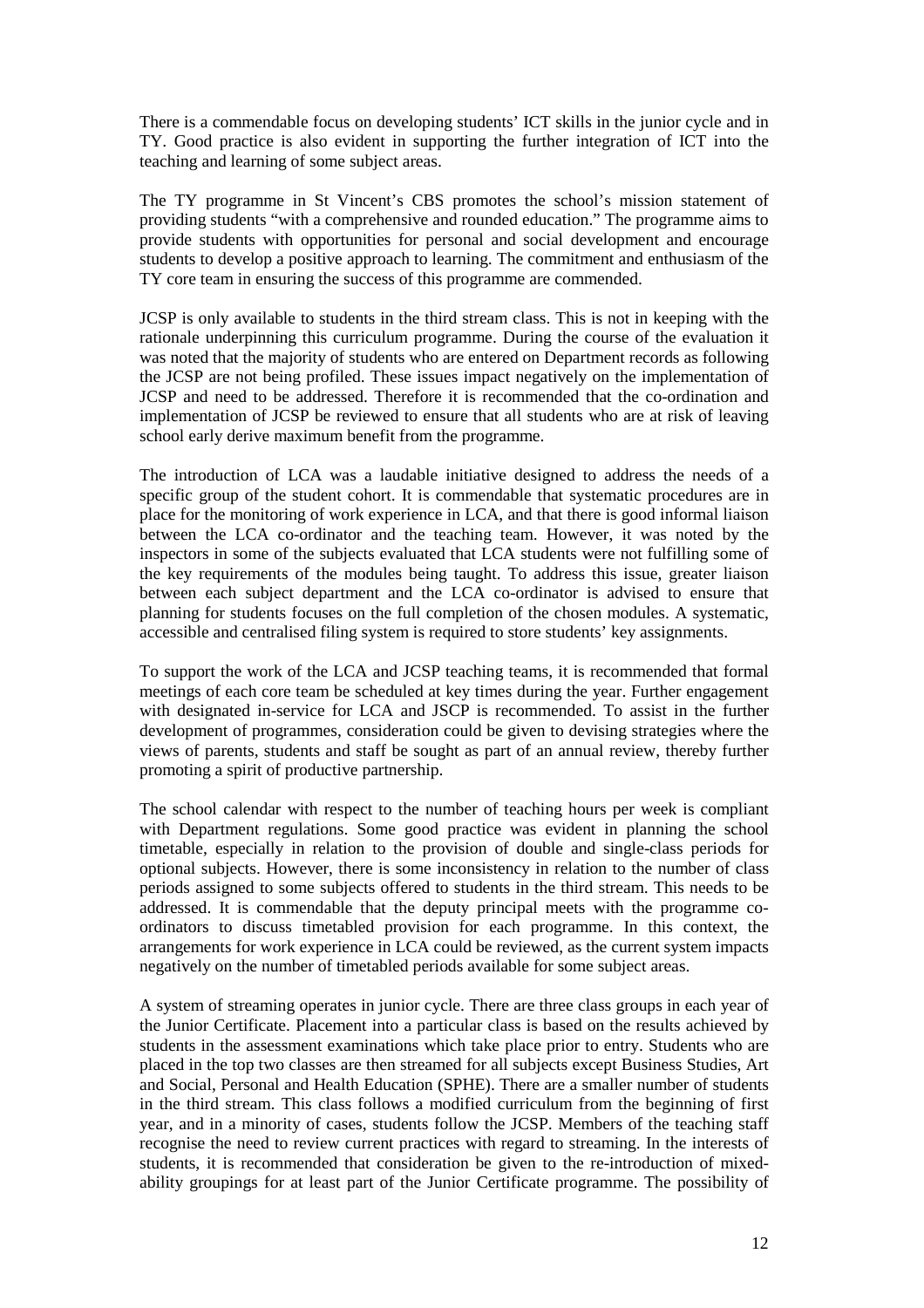There is a commendable focus on developing students' ICT skills in the junior cycle and in TY. Good practice is also evident in supporting the further integration of ICT into the teaching and learning of some subject areas.

The TY programme in St Vincent's CBS promotes the school's mission statement of providing students "with a comprehensive and rounded education." The programme aims to provide students with opportunities for personal and social development and encourage students to develop a positive approach to learning. The commitment and enthusiasm of the TY core team in ensuring the success of this programme are commended.

JCSP is only available to students in the third stream class. This is not in keeping with the rationale underpinning this curriculum programme. During the course of the evaluation it was noted that the majority of students who are entered on Department records as following the JCSP are not being profiled. These issues impact negatively on the implementation of JCSP and need to be addressed. Therefore it is recommended that the co-ordination and implementation of JCSP be reviewed to ensure that all students who are at risk of leaving school early derive maximum benefit from the programme.

The introduction of LCA was a laudable initiative designed to address the needs of a specific group of the student cohort. It is commendable that systematic procedures are in place for the monitoring of work experience in LCA, and that there is good informal liaison between the LCA co-ordinator and the teaching team. However, it was noted by the inspectors in some of the subjects evaluated that LCA students were not fulfilling some of the key requirements of the modules being taught. To address this issue, greater liaison between each subject department and the LCA co-ordinator is advised to ensure that planning for students focuses on the full completion of the chosen modules. A systematic, accessible and centralised filing system is required to store students' key assignments.

To support the work of the LCA and JCSP teaching teams, it is recommended that formal meetings of each core team be scheduled at key times during the year. Further engagement with designated in-service for LCA and JSCP is recommended. To assist in the further development of programmes, consideration could be given to devising strategies where the views of parents, students and staff be sought as part of an annual review, thereby further promoting a spirit of productive partnership.

The school calendar with respect to the number of teaching hours per week is compliant with Department regulations. Some good practice was evident in planning the school timetable, especially in relation to the provision of double and single-class periods for optional subjects. However, there is some inconsistency in relation to the number of class periods assigned to some subjects offered to students in the third stream. This needs to be addressed. It is commendable that the deputy principal meets with the programme co-ordinators to discuss timetabled provision for each programme. In this context, the arrangements for work experience in LCA could be reviewed, as the current system impacts negatively on the number of timetabled periods available for some subject areas.

A system of streaming operates in junior cycle. There are three class groups in each year of the Junior Certificate. Placement into a particular class is based on the results achieved by students in the assessment examinations which take place prior to entry. Students who are placed in the top two classes are then streamed for all subjects except Business Studies, Art and Social, Personal and Health Education (SPHE). There are a smaller number of students in the third stream. This class follows a modified curriculum from the beginning of first year, and in a minority of cases, students follow the JCSP. Members of the teaching staff recognise the need to review current practices with regard to streaming. In the interests of students, it is recommended that consideration be given to the re-introduction of mixed-ability groupings for at least part of the Junior Certificate programme. The possibility of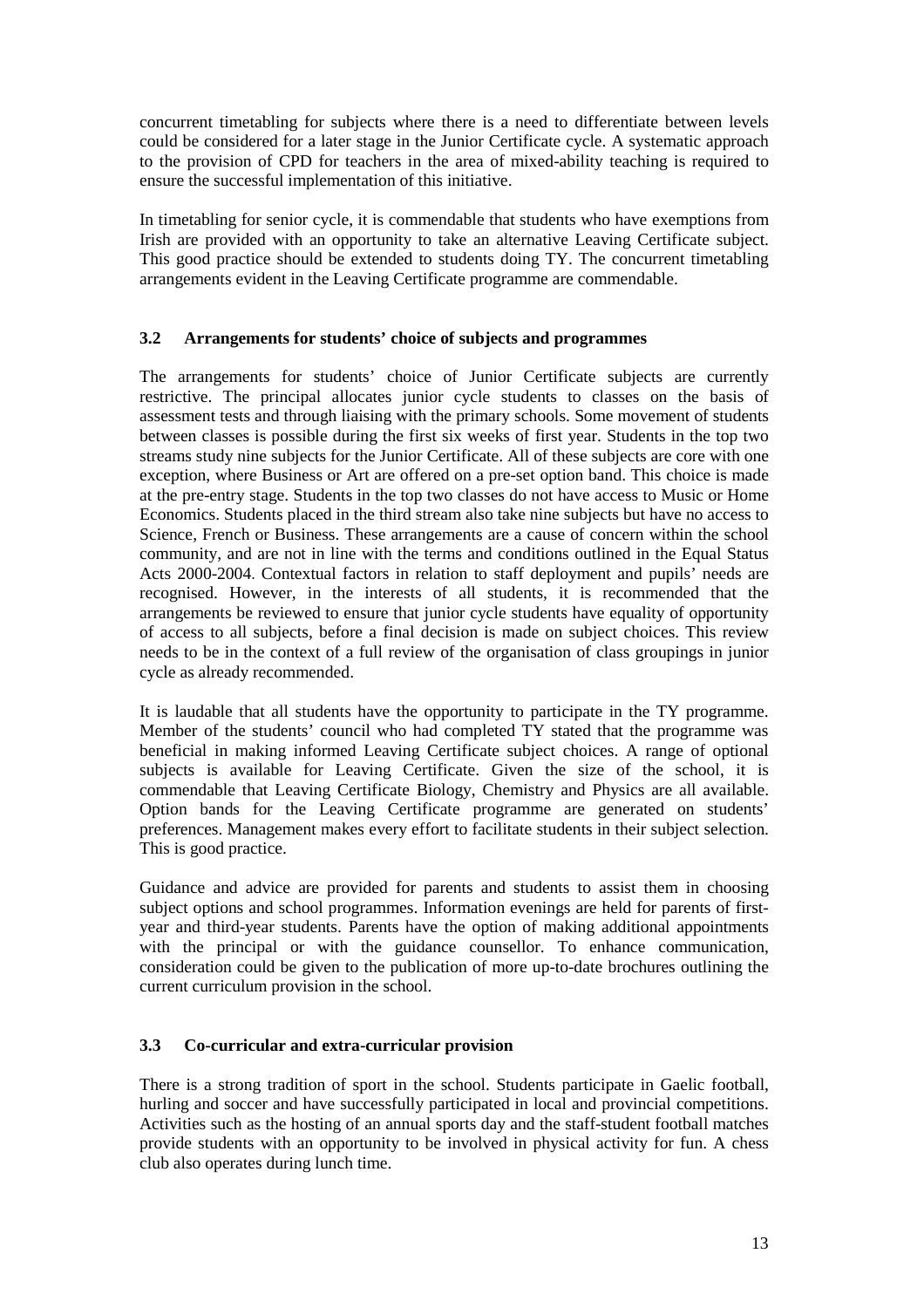concurrent timetabling for subjects where there is a need to differentiate between levels could be considered for a later stage in the Junior Certificate cycle. A systematic approach to the provision of CPD for teachers in the area of mixed-ability teaching is required to ensure the successful implementation of this initiative.

In timetabling for senior cycle, it is commendable that students who have exemptions from Irish are provided with an opportunity to take an alternative Leaving Certificate subject. This good practice should be extended to students doing TY. The concurrent timetabling arrangements evident in the Leaving Certificate programme are commendable.

### 3.2 Arrangements for students' choice of subjects and programmes

The arrangements for students' choice of Junior Certificate subjects are currently restrictive. The principal allocates junior cycle students to classes on the basis of assessment tests and through liaising with the primary schools. Some movement of students between classes is possible during the first six weeks of first year. Students in the top two streams study nine subjects for the Junior Certificate. All of these subjects are core with one exception, where Business or Art are offered on a pre-set option band. This choice is made at the pre-entry stage. Students in the top two classes do not have access to Music or Home Economics. Students placed in the third stream also take nine subjects but have no access to Science, French or Business. These arrangements are a cause of concern within the school community, and are not in line with the terms and conditions outlined in the Equal Status Acts 2000-2004. Contextual factors in relation to staff deployment and pupils' needs are recognised. However, in the interests of all students, it is recommended that the arrangements be reviewed to ensure that junior cycle students have equality of opportunity of access to all subjects, before a final decision is made on subject choices. This review needs to be in the context of a full review of the organisation of class groupings in junior cycle as already recommended.

It is laudable that all students have the opportunity to participate in the TY programme. Member of the students' council who had completed TY stated that the programme was beneficial in making informed Leaving Certificate subject choices. A range of optional subjects is available for Leaving Certificate. Given the size of the school, it is commendable that Leaving Certificate Biology, Chemistry and Physics are all available. Option bands for the Leaving Certificate programme are generated on students' preferences. Management makes every effort to facilitate students in their subject selection. This is good practice.

Guidance and advice are provided for parents and students to assist them in choosing subject options and school programmes. Information evenings are held for parents of first-year and third-year students. Parents have the option of making additional appointments with the principal or with the guidance counsellor. To enhance communication, consideration could be given to the publication of more up-to-date brochures outlining the current curriculum provision in the school.

### 3.3 Co-curricular and extra-curricular provision

There is a strong tradition of sport in the school. Students participate in Gaelic football, hurling and soccer and have successfully participated in local and provincial competitions. Activities such as the hosting of an annual sports day and the staff-student football matches provide students with an opportunity to be involved in physical activity for fun. A chess club also operates during lunch time.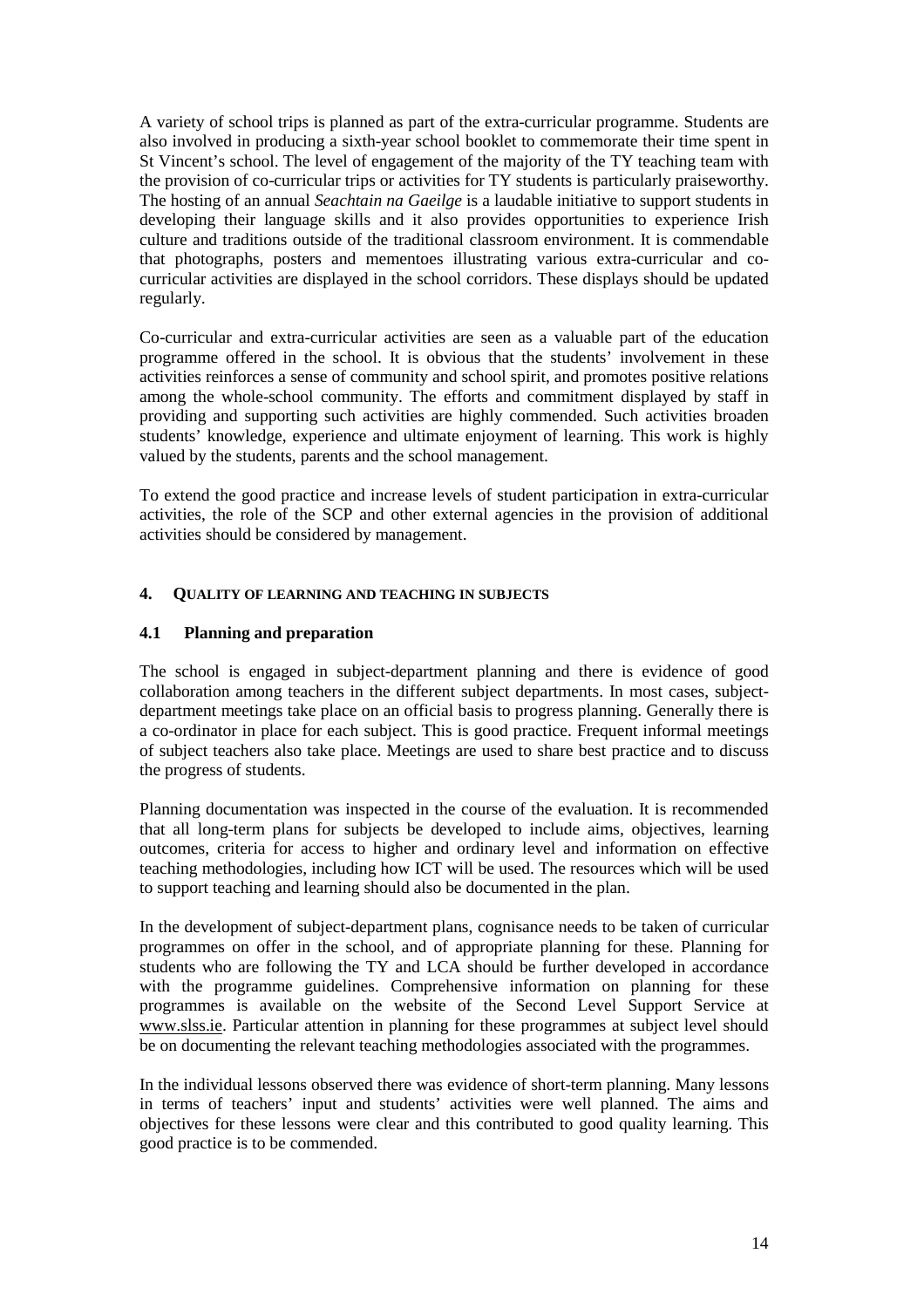A variety of school trips is planned as part of the extra-curricular programme. Students are also involved in producing a sixth-year school booklet to commemorate their time spent in St Vincent's school. The level of engagement of the majority of the TY teaching team with the provision of co-curricular trips or activities for TY students is particularly praiseworthy. The hosting of an annual *Seachtain na Gaeilge* is a laudable initiative to support students in developing their language skills and it also provides opportunities to experience Irish culture and traditions outside of the traditional classroom environment. It is commendable that photographs, posters and mementoes illustrating various extra-curricular and co-curricular activities are displayed in the school corridors. These displays should be updated regularly.

Co-curricular and extra-curricular activities are seen as a valuable part of the education programme offered in the school. It is obvious that the students' involvement in these activities reinforces a sense of community and school spirit, and promotes positive relations among the whole-school community. The efforts and commitment displayed by staff in providing and supporting such activities are highly commended. Such activities broaden students' knowledge, experience and ultimate enjoyment of learning. This work is highly valued by the students, parents and the school management.

To extend the good practice and increase levels of student participation in extra-curricular activities, the role of the SCP and other external agencies in the provision of additional activities should be considered by management.

## 4. Quality of Learning and Teaching in Subjects

### 4.1 Planning and preparation

The school is engaged in subject-department planning and there is evidence of good collaboration among teachers in the different subject departments. In most cases, subject-department meetings take place on an official basis to progress planning. Generally there is a co-ordinator in place for each subject. This is good practice. Frequent informal meetings of subject teachers also take place. Meetings are used to share best practice and to discuss the progress of students.

Planning documentation was inspected in the course of the evaluation. It is recommended that all long-term plans for subjects be developed to include aims, objectives, learning outcomes, criteria for access to higher and ordinary level and information on effective teaching methodologies, including how ICT will be used. The resources which will be used to support teaching and learning should also be documented in the plan.

In the development of subject-department plans, cognisance needs to be taken of curricular programmes on offer in the school, and of appropriate planning for these. Planning for students who are following the TY and LCA should be further developed in accordance with the programme guidelines. Comprehensive information on planning for these programmes is available on the website of the Second Level Support Service at www.slss.ie. Particular attention in planning for these programmes at subject level should be on documenting the relevant teaching methodologies associated with the programmes.

In the individual lessons observed there was evidence of short-term planning. Many lessons in terms of teachers' input and students' activities were well planned. The aims and objectives for these lessons were clear and this contributed to good quality learning. This good practice is to be commended.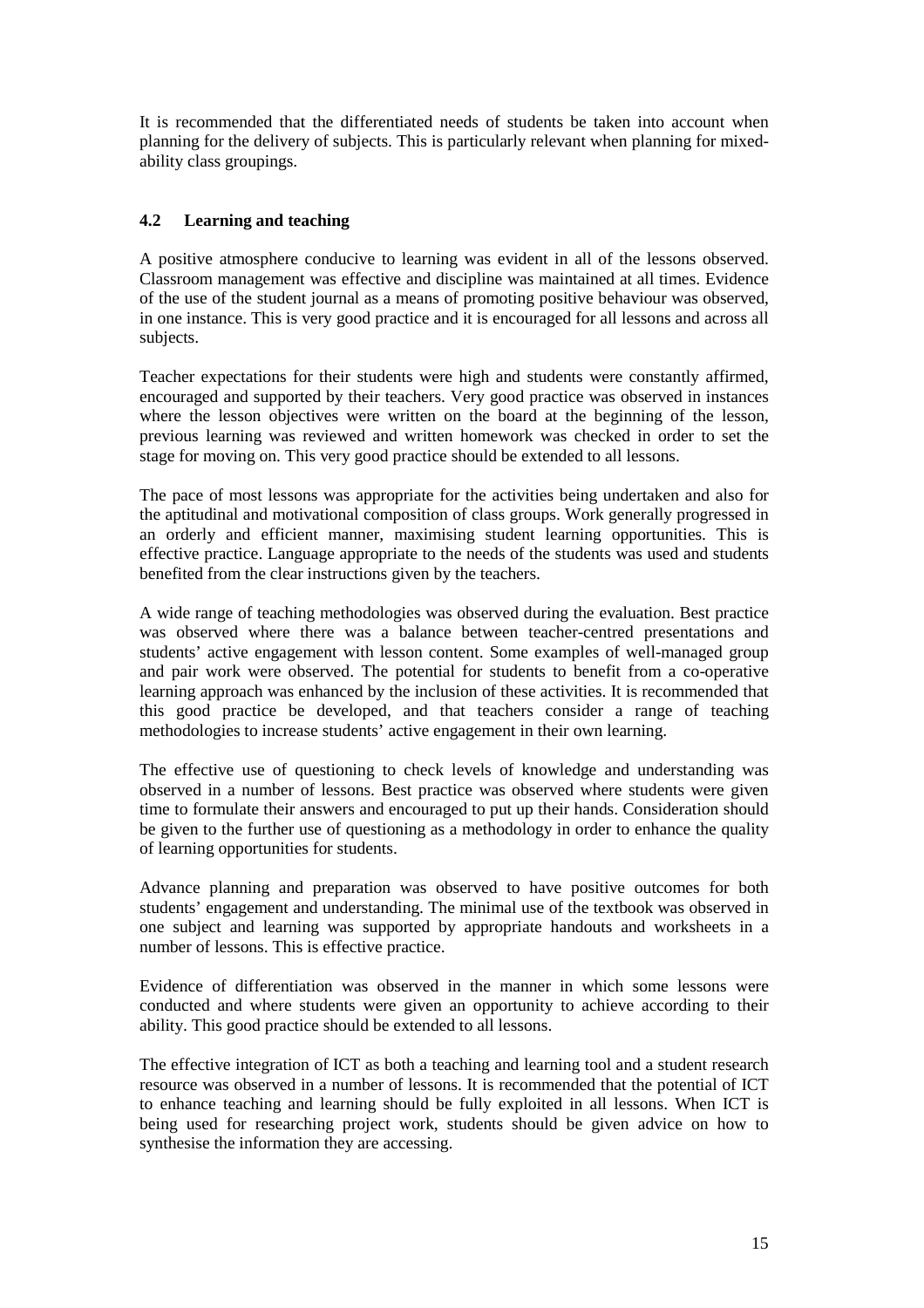It is recommended that the differentiated needs of students be taken into account when planning for the delivery of subjects. This is particularly relevant when planning for mixed-ability class groupings.

### 4.2 Learning and teaching

A positive atmosphere conducive to learning was evident in all of the lessons observed. Classroom management was effective and discipline was maintained at all times. Evidence of the use of the student journal as a means of promoting positive behaviour was observed, in one instance. This is very good practice and it is encouraged for all lessons and across all subjects.

Teacher expectations for their students were high and students were constantly affirmed, encouraged and supported by their teachers. Very good practice was observed in instances where the lesson objectives were written on the board at the beginning of the lesson, previous learning was reviewed and written homework was checked in order to set the stage for moving on. This very good practice should be extended to all lessons.

The pace of most lessons was appropriate for the activities being undertaken and also for the aptitudinal and motivational composition of class groups. Work generally progressed in an orderly and efficient manner, maximising student learning opportunities. This is effective practice. Language appropriate to the needs of the students was used and students benefited from the clear instructions given by the teachers.

A wide range of teaching methodologies was observed during the evaluation. Best practice was observed where there was a balance between teacher-centred presentations and students' active engagement with lesson content. Some examples of well-managed group and pair work were observed. The potential for students to benefit from a co-operative learning approach was enhanced by the inclusion of these activities. It is recommended that this good practice be developed, and that teachers consider a range of teaching methodologies to increase students' active engagement in their own learning.

The effective use of questioning to check levels of knowledge and understanding was observed in a number of lessons. Best practice was observed where students were given time to formulate their answers and encouraged to put up their hands. Consideration should be given to the further use of questioning as a methodology in order to enhance the quality of learning opportunities for students.

Advance planning and preparation was observed to have positive outcomes for both students' engagement and understanding. The minimal use of the textbook was observed in one subject and learning was supported by appropriate handouts and worksheets in a number of lessons. This is effective practice.

Evidence of differentiation was observed in the manner in which some lessons were conducted and where students were given an opportunity to achieve according to their ability. This good practice should be extended to all lessons.

The effective integration of ICT as both a teaching and learning tool and a student research resource was observed in a number of lessons. It is recommended that the potential of ICT to enhance teaching and learning should be fully exploited in all lessons. When ICT is being used for researching project work, students should be given advice on how to synthesise the information they are accessing.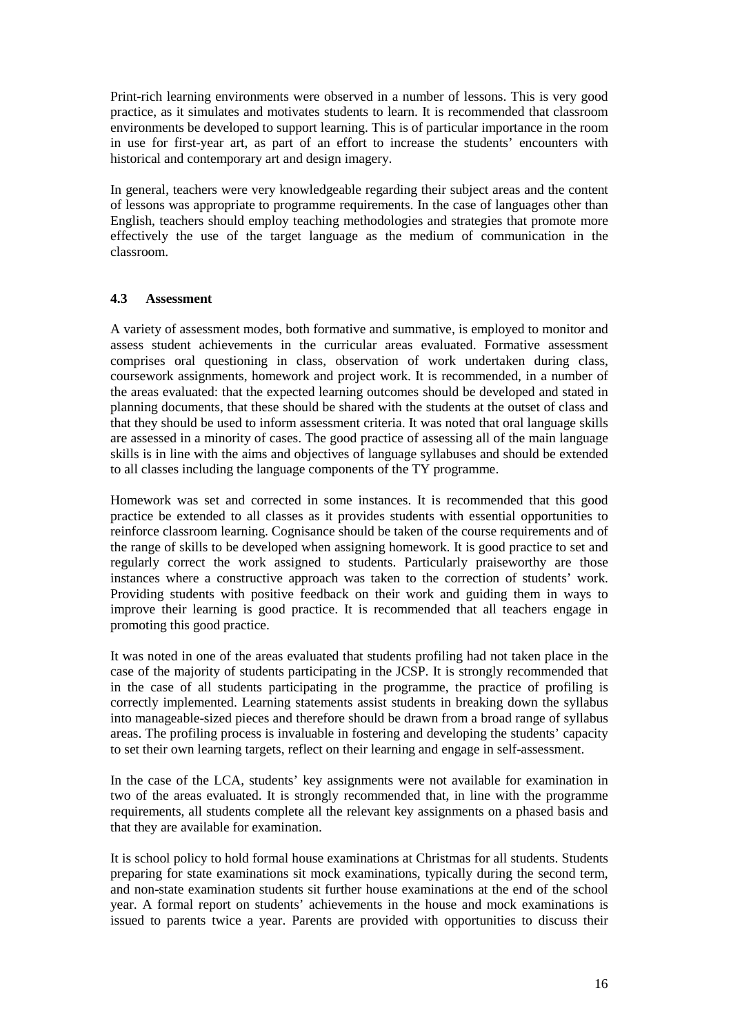Print-rich learning environments were observed in a number of lessons. This is very good practice, as it simulates and motivates students to learn. It is recommended that classroom environments be developed to support learning. This is of particular importance in the room in use for first-year art, as part of an effort to increase the students' encounters with historical and contemporary art and design imagery.

In general, teachers were very knowledgeable regarding their subject areas and the content of lessons was appropriate to programme requirements. In the case of languages other than English, teachers should employ teaching methodologies and strategies that promote more effectively the use of the target language as the medium of communication in the classroom.

### 4.3 Assessment

A variety of assessment modes, both formative and summative, is employed to monitor and assess student achievements in the curricular areas evaluated. Formative assessment comprises oral questioning in class, observation of work undertaken during class, coursework assignments, homework and project work. It is recommended, in a number of the areas evaluated: that the expected learning outcomes should be developed and stated in planning documents, that these should be shared with the students at the outset of class and that they should be used to inform assessment criteria. It was noted that oral language skills are assessed in a minority of cases. The good practice of assessing all of the main language skills is in line with the aims and objectives of language syllabuses and should be extended to all classes including the language components of the TY programme.

Homework was set and corrected in some instances. It is recommended that this good practice be extended to all classes as it provides students with essential opportunities to reinforce classroom learning. Cognisance should be taken of the course requirements and of the range of skills to be developed when assigning homework. It is good practice to set and regularly correct the work assigned to students. Particularly praiseworthy are those instances where a constructive approach was taken to the correction of students' work. Providing students with positive feedback on their work and guiding them in ways to improve their learning is good practice. It is recommended that all teachers engage in promoting this good practice.

It was noted in one of the areas evaluated that students profiling had not taken place in the case of the majority of students participating in the JCSP. It is strongly recommended that in the case of all students participating in the programme, the practice of profiling is correctly implemented. Learning statements assist students in breaking down the syllabus into manageable-sized pieces and therefore should be drawn from a broad range of syllabus areas. The profiling process is invaluable in fostering and developing the students' capacity to set their own learning targets, reflect on their learning and engage in self-assessment.

In the case of the LCA, students' key assignments were not available for examination in two of the areas evaluated. It is strongly recommended that, in line with the programme requirements, all students complete all the relevant key assignments on a phased basis and that they are available for examination.

It is school policy to hold formal house examinations at Christmas for all students. Students preparing for state examinations sit mock examinations, typically during the second term, and non-state examination students sit further house examinations at the end of the school year. A formal report on students' achievements in the house and mock examinations is issued to parents twice a year. Parents are provided with opportunities to discuss their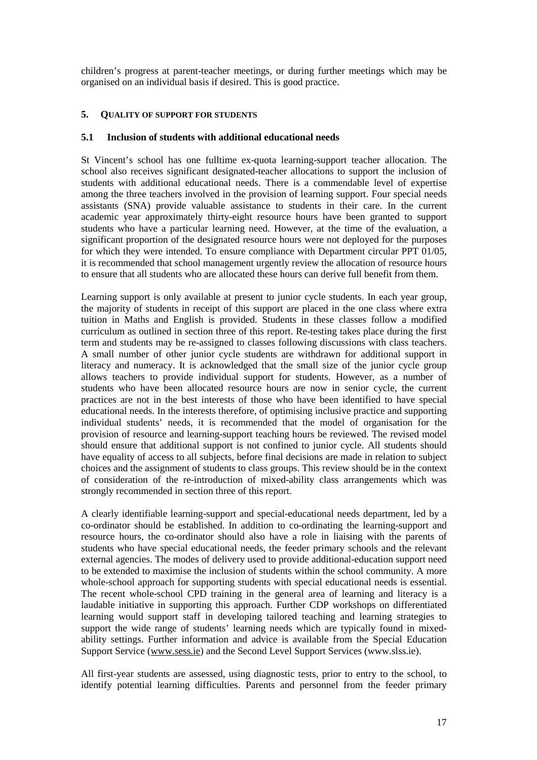children's progress at parent-teacher meetings, or during further meetings which may be organised on an individual basis if desired. This is good practice.

## 5. QUALITY OF SUPPORT FOR STUDENTS

### 5.1 Inclusion of students with additional educational needs

St Vincent's school has one fulltime ex-quota learning-support teacher allocation. The school also receives significant designated-teacher allocations to support the inclusion of students with additional educational needs. There is a commendable level of expertise among the three teachers involved in the provision of learning support. Four special needs assistants (SNA) provide valuable assistance to students in their care. In the current academic year approximately thirty-eight resource hours have been granted to support students who have a particular learning need. However, at the time of the evaluation, a significant proportion of the designated resource hours were not deployed for the purposes for which they were intended. To ensure compliance with Department circular PPT 01/05, it is recommended that school management urgently review the allocation of resource hours to ensure that all students who are allocated these hours can derive full benefit from them.

Learning support is only available at present to junior cycle students. In each year group, the majority of students in receipt of this support are placed in the one class where extra tuition in Maths and English is provided. Students in these classes follow a modified curriculum as outlined in section three of this report. Re-testing takes place during the first term and students may be re-assigned to classes following discussions with class teachers. A small number of other junior cycle students are withdrawn for additional support in literacy and numeracy. It is acknowledged that the small size of the junior cycle group allows teachers to provide individual support for students. However, as a number of students who have been allocated resource hours are now in senior cycle, the current practices are not in the best interests of those who have been identified to have special educational needs. In the interests therefore, of optimising inclusive practice and supporting individual students' needs, it is recommended that the model of organisation for the provision of resource and learning-support teaching hours be reviewed. The revised model should ensure that additional support is not confined to junior cycle. All students should have equality of access to all subjects, before final decisions are made in relation to subject choices and the assignment of students to class groups. This review should be in the context of consideration of the re-introduction of mixed-ability class arrangements which was strongly recommended in section three of this report.

A clearly identifiable learning-support and special-educational needs department, led by a co-ordinator should be established. In addition to co-ordinating the learning-support and resource hours, the co-ordinator should also have a role in liaising with the parents of students who have special educational needs, the feeder primary schools and the relevant external agencies. The modes of delivery used to provide additional-education support need to be extended to maximise the inclusion of students within the school community. A more whole-school approach for supporting students with special educational needs is essential. The recent whole-school CPD training in the general area of learning and literacy is a laudable initiative in supporting this approach. Further CDP workshops on differentiated learning would support staff in developing tailored teaching and learning strategies to support the wide range of students' learning needs which are typically found in mixed-ability settings. Further information and advice is available from the Special Education Support Service (www.sess.ie) and the Second Level Support Services (www.slss.ie).

All first-year students are assessed, using diagnostic tests, prior to entry to the school, to identify potential learning difficulties. Parents and personnel from the feeder primary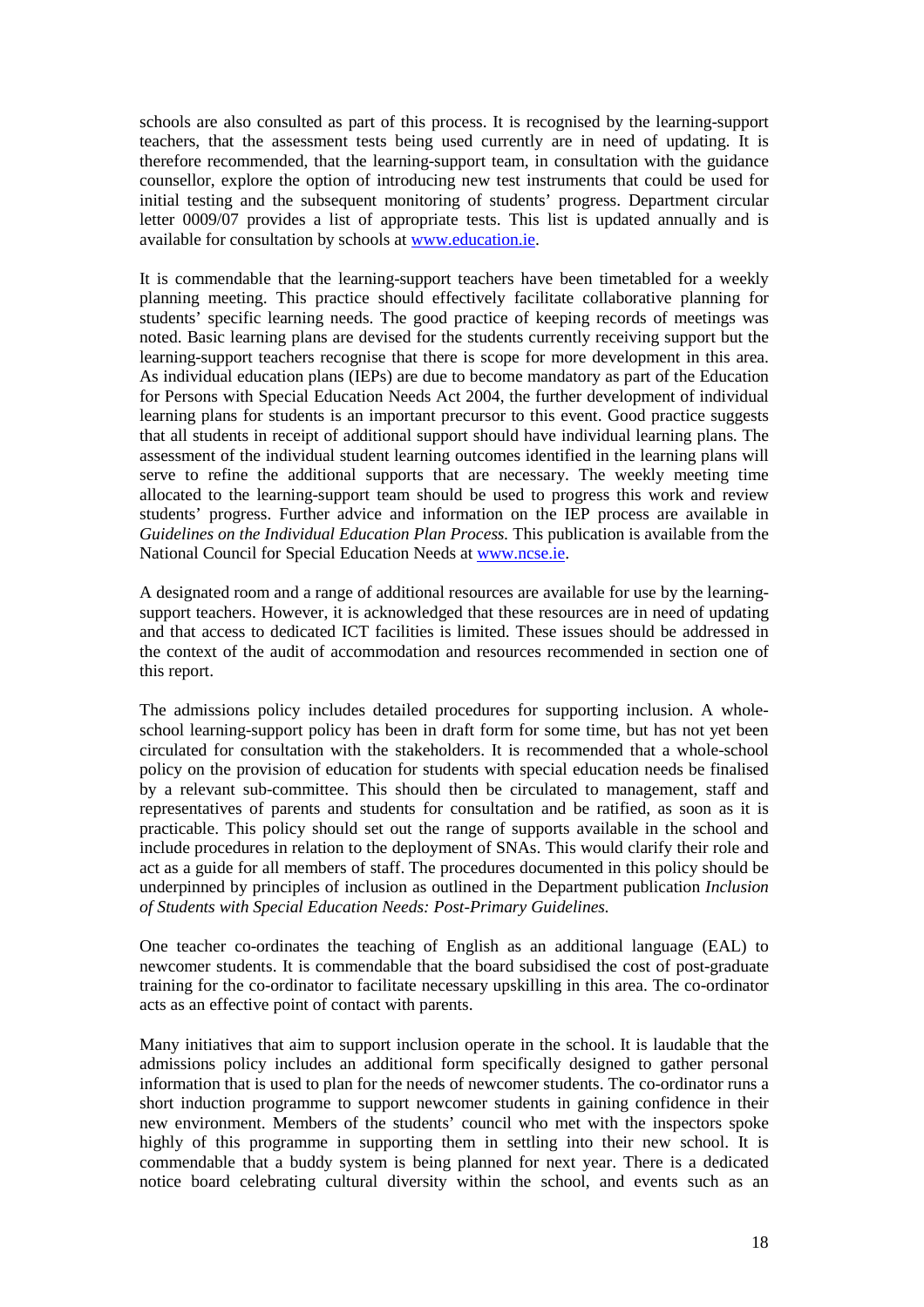schools are also consulted as part of this process. It is recognised by the learning-support teachers, that the assessment tests being used currently are in need of updating. It is therefore recommended, that the learning-support team, in consultation with the guidance counsellor, explore the option of introducing new test instruments that could be used for initial testing and the subsequent monitoring of students' progress. Department circular letter 0009/07 provides a list of appropriate tests. This list is updated annually and is available for consultation by schools at www.education.ie.

It is commendable that the learning-support teachers have been timetabled for a weekly planning meeting. This practice should effectively facilitate collaborative planning for students' specific learning needs. The good practice of keeping records of meetings was noted. Basic learning plans are devised for the students currently receiving support but the learning-support teachers recognise that there is scope for more development in this area. As individual education plans (IEPs) are due to become mandatory as part of the Education for Persons with Special Education Needs Act 2004, the further development of individual learning plans for students is an important precursor to this event. Good practice suggests that all students in receipt of additional support should have individual learning plans. The assessment of the individual student learning outcomes identified in the learning plans will serve to refine the additional supports that are necessary. The weekly meeting time allocated to the learning-support team should be used to progress this work and review students' progress. Further advice and information on the IEP process are available in *Guidelines on the Individual Education Plan Process.* This publication is available from the National Council for Special Education Needs at www.ncse.ie.

A designated room and a range of additional resources are available for use by the learning-support teachers. However, it is acknowledged that these resources are in need of updating and that access to dedicated ICT facilities is limited. These issues should be addressed in the context of the audit of accommodation and resources recommended in section one of this report.

The admissions policy includes detailed procedures for supporting inclusion. A whole-school learning-support policy has been in draft form for some time, but has not yet been circulated for consultation with the stakeholders. It is recommended that a whole-school policy on the provision of education for students with special education needs be finalised by a relevant sub-committee. This should then be circulated to management, staff and representatives of parents and students for consultation and be ratified, as soon as it is practicable. This policy should set out the range of supports available in the school and include procedures in relation to the deployment of SNAs. This would clarify their role and act as a guide for all members of staff. The procedures documented in this policy should be underpinned by principles of inclusion as outlined in the Department publication *Inclusion of Students with Special Education Needs: Post-Primary Guidelines.*

One teacher co-ordinates the teaching of English as an additional language (EAL) to newcomer students. It is commendable that the board subsidised the cost of post-graduate training for the co-ordinator to facilitate necessary upskilling in this area. The co-ordinator acts as an effective point of contact with parents.

Many initiatives that aim to support inclusion operate in the school. It is laudable that the admissions policy includes an additional form specifically designed to gather personal information that is used to plan for the needs of newcomer students. The co-ordinator runs a short induction programme to support newcomer students in gaining confidence in their new environment. Members of the students' council who met with the inspectors spoke highly of this programme in supporting them in settling into their new school. It is commendable that a buddy system is being planned for next year. There is a dedicated notice board celebrating cultural diversity within the school, and events such as an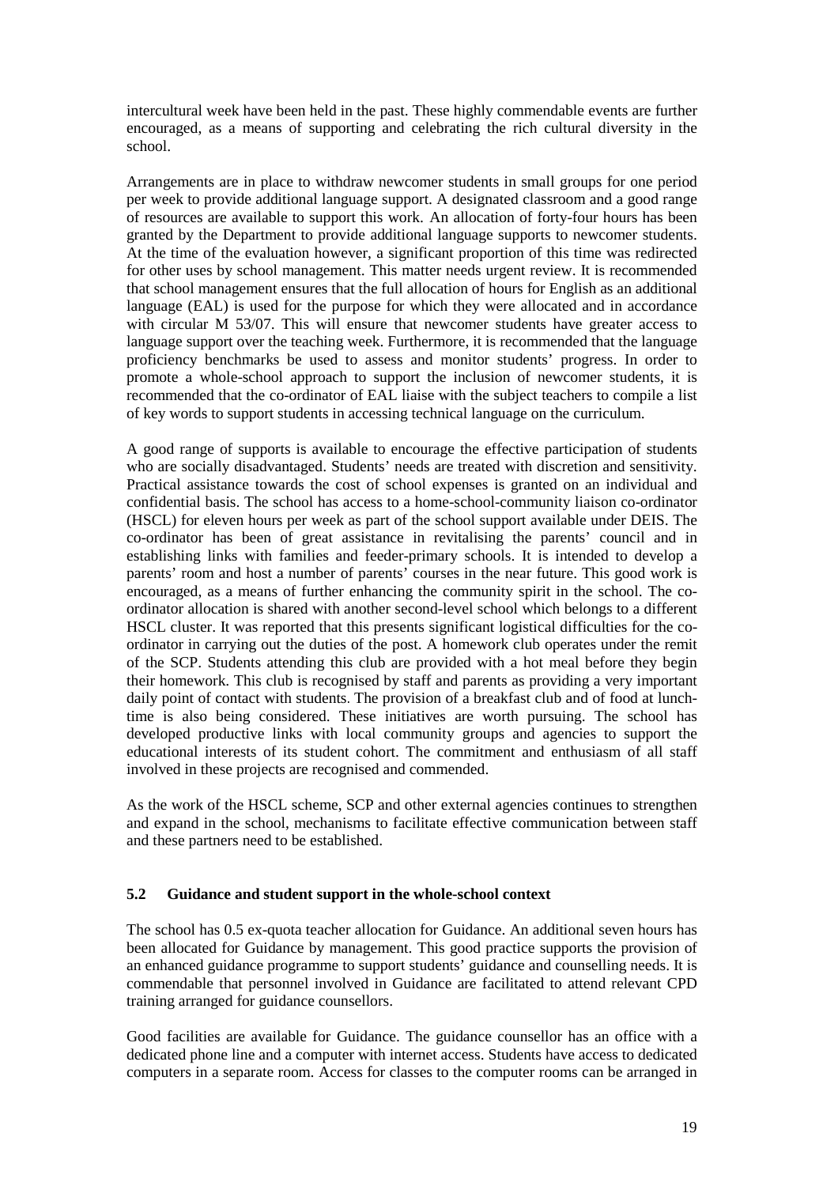intercultural week have been held in the past. These highly commendable events are further encouraged, as a means of supporting and celebrating the rich cultural diversity in the school.

Arrangements are in place to withdraw newcomer students in small groups for one period per week to provide additional language support. A designated classroom and a good range of resources are available to support this work. An allocation of forty-four hours has been granted by the Department to provide additional language supports to newcomer students. At the time of the evaluation however, a significant proportion of this time was redirected for other uses by school management. This matter needs urgent review. It is recommended that school management ensures that the full allocation of hours for English as an additional language (EAL) is used for the purpose for which they were allocated and in accordance with circular M 53/07. This will ensure that newcomer students have greater access to language support over the teaching week. Furthermore, it is recommended that the language proficiency benchmarks be used to assess and monitor students' progress. In order to promote a whole-school approach to support the inclusion of newcomer students, it is recommended that the co-ordinator of EAL liaise with the subject teachers to compile a list of key words to support students in accessing technical language on the curriculum.

A good range of supports is available to encourage the effective participation of students who are socially disadvantaged. Students' needs are treated with discretion and sensitivity. Practical assistance towards the cost of school expenses is granted on an individual and confidential basis. The school has access to a home-school-community liaison co-ordinator (HSCL) for eleven hours per week as part of the school support available under DEIS. The co-ordinator has been of great assistance in revitalising the parents' council and in establishing links with families and feeder-primary schools. It is intended to develop a parents' room and host a number of parents' courses in the near future. This good work is encouraged, as a means of further enhancing the community spirit in the school. The co-ordinator allocation is shared with another second-level school which belongs to a different HSCL cluster. It was reported that this presents significant logistical difficulties for the co-ordinator in carrying out the duties of the post. A homework club operates under the remit of the SCP. Students attending this club are provided with a hot meal before they begin their homework. This club is recognised by staff and parents as providing a very important daily point of contact with students. The provision of a breakfast club and of food at lunch-time is also being considered. These initiatives are worth pursuing. The school has developed productive links with local community groups and agencies to support the educational interests of its student cohort. The commitment and enthusiasm of all staff involved in these projects are recognised and commended.

As the work of the HSCL scheme, SCP and other external agencies continues to strengthen and expand in the school, mechanisms to facilitate effective communication between staff and these partners need to be established.

### 5.2 Guidance and student support in the whole-school context

The school has 0.5 ex-quota teacher allocation for Guidance. An additional seven hours has been allocated for Guidance by management. This good practice supports the provision of an enhanced guidance programme to support students' guidance and counselling needs. It is commendable that personnel involved in Guidance are facilitated to attend relevant CPD training arranged for guidance counsellors.

Good facilities are available for Guidance. The guidance counsellor has an office with a dedicated phone line and a computer with internet access. Students have access to dedicated computers in a separate room. Access for classes to the computer rooms can be arranged in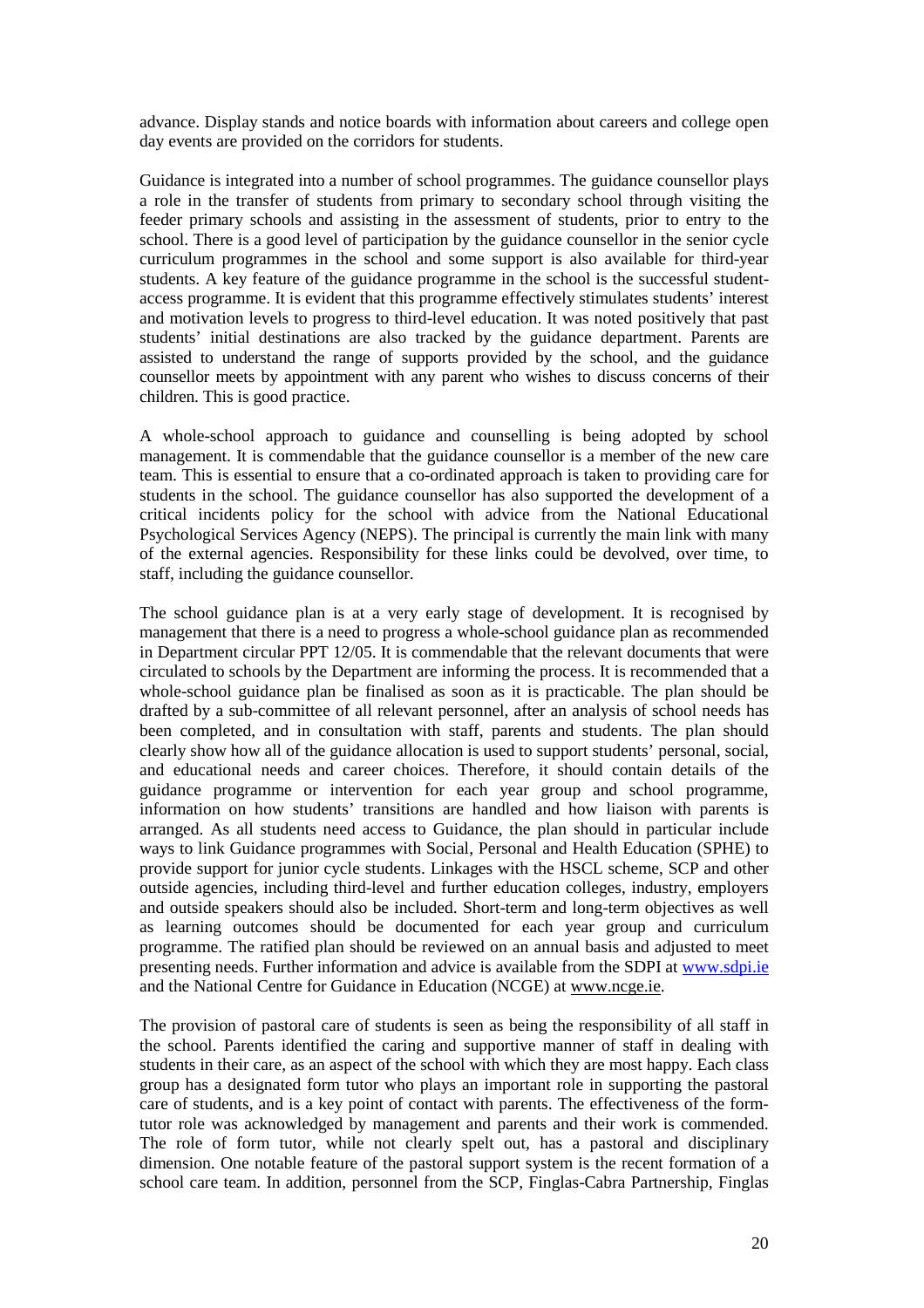advance. Display stands and notice boards with information about careers and college open day events are provided on the corridors for students.

Guidance is integrated into a number of school programmes. The guidance counsellor plays a role in the transfer of students from primary to secondary school through visiting the feeder primary schools and assisting in the assessment of students, prior to entry to the school. There is a good level of participation by the guidance counsellor in the senior cycle curriculum programmes in the school and some support is also available for third-year students. A key feature of the guidance programme in the school is the successful student-access programme. It is evident that this programme effectively stimulates students' interest and motivation levels to progress to third-level education. It was noted positively that past students' initial destinations are also tracked by the guidance department. Parents are assisted to understand the range of supports provided by the school, and the guidance counsellor meets by appointment with any parent who wishes to discuss concerns of their children. This is good practice.

A whole-school approach to guidance and counselling is being adopted by school management. It is commendable that the guidance counsellor is a member of the new care team. This is essential to ensure that a co-ordinated approach is taken to providing care for students in the school. The guidance counsellor has also supported the development of a critical incidents policy for the school with advice from the National Educational Psychological Services Agency (NEPS). The principal is currently the main link with many of the external agencies. Responsibility for these links could be devolved, over time, to staff, including the guidance counsellor.

The school guidance plan is at a very early stage of development. It is recognised by management that there is a need to progress a whole-school guidance plan as recommended in Department circular PPT 12/05. It is commendable that the relevant documents that were circulated to schools by the Department are informing the process. It is recommended that a whole-school guidance plan be finalised as soon as it is practicable. The plan should be drafted by a sub-committee of all relevant personnel, after an analysis of school needs has been completed, and in consultation with staff, parents and students. The plan should clearly show how all of the guidance allocation is used to support students' personal, social, and educational needs and career choices. Therefore, it should contain details of the guidance programme or intervention for each year group and school programme, information on how students' transitions are handled and how liaison with parents is arranged. As all students need access to Guidance, the plan should in particular include ways to link Guidance programmes with Social, Personal and Health Education (SPHE) to provide support for junior cycle students. Linkages with the HSCL scheme, SCP and other outside agencies, including third-level and further education colleges, industry, employers and outside speakers should also be included. Short-term and long-term objectives as well as learning outcomes should be documented for each year group and curriculum programme. The ratified plan should be reviewed on an annual basis and adjusted to meet presenting needs. Further information and advice is available from the SDPI at www.sdpi.ie and the National Centre for Guidance in Education (NCGE) at www.ncge.ie.

The provision of pastoral care of students is seen as being the responsibility of all staff in the school. Parents identified the caring and supportive manner of staff in dealing with students in their care, as an aspect of the school with which they are most happy. Each class group has a designated form tutor who plays an important role in supporting the pastoral care of students, and is a key point of contact with parents. The effectiveness of the form-tutor role was acknowledged by management and parents and their work is commended. The role of form tutor, while not clearly spelt out, has a pastoral and disciplinary dimension. One notable feature of the pastoral support system is the recent formation of a school care team. In addition, personnel from the SCP, Finglas-Cabra Partnership, Finglas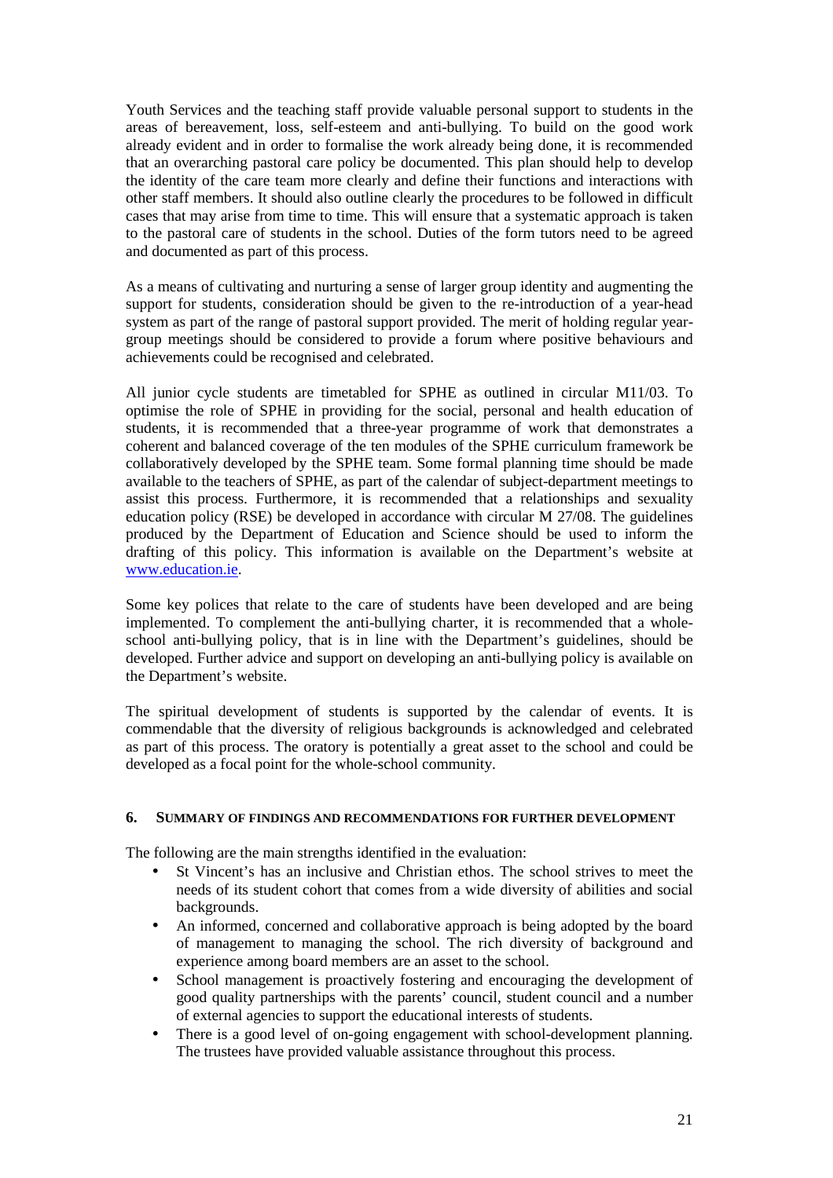Youth Services and the teaching staff provide valuable personal support to students in the areas of bereavement, loss, self-esteem and anti-bullying. To build on the good work already evident and in order to formalise the work already being done, it is recommended that an overarching pastoral care policy be documented. This plan should help to develop the identity of the care team more clearly and define their functions and interactions with other staff members. It should also outline clearly the procedures to be followed in difficult cases that may arise from time to time. This will ensure that a systematic approach is taken to the pastoral care of students in the school. Duties of the form tutors need to be agreed and documented as part of this process.

As a means of cultivating and nurturing a sense of larger group identity and augmenting the support for students, consideration should be given to the re-introduction of a year-head system as part of the range of pastoral support provided. The merit of holding regular year-group meetings should be considered to provide a forum where positive behaviours and achievements could be recognised and celebrated.

All junior cycle students are timetabled for SPHE as outlined in circular M11/03. To optimise the role of SPHE in providing for the social, personal and health education of students, it is recommended that a three-year programme of work that demonstrates a coherent and balanced coverage of the ten modules of the SPHE curriculum framework be collaboratively developed by the SPHE team. Some formal planning time should be made available to the teachers of SPHE, as part of the calendar of subject-department meetings to assist this process. Furthermore, it is recommended that a relationships and sexuality education policy (RSE) be developed in accordance with circular M 27/08. The guidelines produced by the Department of Education and Science should be used to inform the drafting of this policy. This information is available on the Department's website at [www.education.ie](http://www.education.ie).

Some key polices that relate to the care of students have been developed and are being implemented. To complement the anti-bullying charter, it is recommended that a whole-school anti-bullying policy, that is in line with the Department's guidelines, should be developed. Further advice and support on developing an anti-bullying policy is available on the Department's website.

The spiritual development of students is supported by the calendar of events. It is commendable that the diversity of religious backgrounds is acknowledged and celebrated as part of this process. The oratory is potentially a great asset to the school and could be developed as a focal point for the whole-school community.

## 6. Summary of Findings and Recommendations for Further Development

The following are the main strengths identified in the evaluation:

- St Vincent's has an inclusive and Christian ethos. The school strives to meet the needs of its student cohort that comes from a wide diversity of abilities and social backgrounds.
- An informed, concerned and collaborative approach is being adopted by the board of management to managing the school. The rich diversity of background and experience among board members are an asset to the school.
- School management is proactively fostering and encouraging the development of good quality partnerships with the parents' council, student council and a number of external agencies to support the educational interests of students.
- There is a good level of on-going engagement with school-development planning. The trustees have provided valuable assistance throughout this process.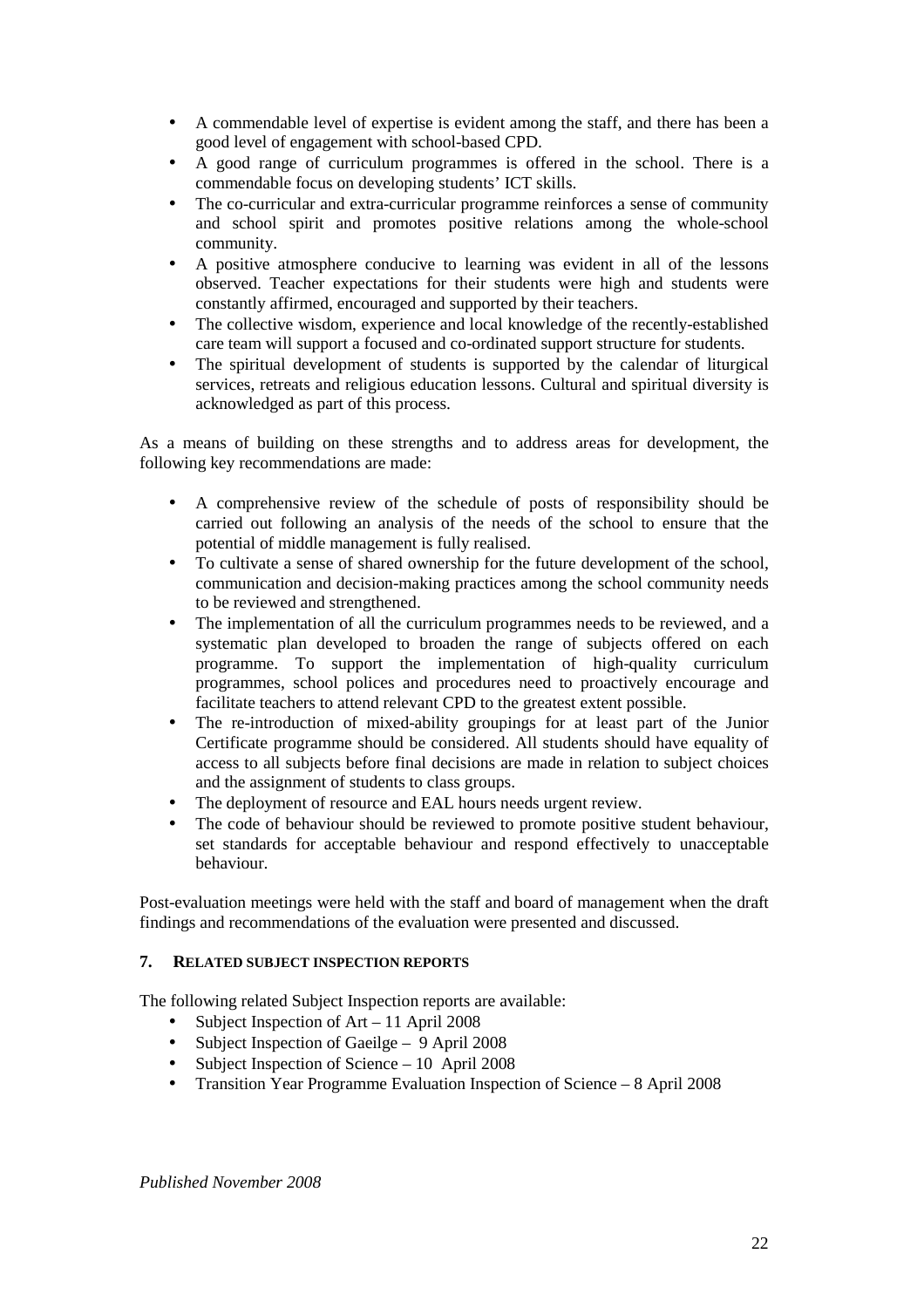- A commendable level of expertise is evident among the staff, and there has been a good level of engagement with school-based CPD.
- A good range of curriculum programmes is offered in the school. There is a commendable focus on developing students' ICT skills.
- The co-curricular and extra-curricular programme reinforces a sense of community and school spirit and promotes positive relations among the whole-school community.
- A positive atmosphere conducive to learning was evident in all of the lessons observed. Teacher expectations for their students were high and students were constantly affirmed, encouraged and supported by their teachers.
- The collective wisdom, experience and local knowledge of the recently-established care team will support a focused and co-ordinated support structure for students.
- The spiritual development of students is supported by the calendar of liturgical services, retreats and religious education lessons. Cultural and spiritual diversity is acknowledged as part of this process.

As a means of building on these strengths and to address areas for development, the following key recommendations are made:

- A comprehensive review of the schedule of posts of responsibility should be carried out following an analysis of the needs of the school to ensure that the potential of middle management is fully realised.
- To cultivate a sense of shared ownership for the future development of the school, communication and decision-making practices among the school community needs to be reviewed and strengthened.
- The implementation of all the curriculum programmes needs to be reviewed, and a systematic plan developed to broaden the range of subjects offered on each programme. To support the implementation of high-quality curriculum programmes, school polices and procedures need to proactively encourage and facilitate teachers to attend relevant CPD to the greatest extent possible.
- The re-introduction of mixed-ability groupings for at least part of the Junior Certificate programme should be considered. All students should have equality of access to all subjects before final decisions are made in relation to subject choices and the assignment of students to class groups.
- The deployment of resource and EAL hours needs urgent review.
- The code of behaviour should be reviewed to promote positive student behaviour, set standards for acceptable behaviour and respond effectively to unacceptable behaviour.

Post-evaluation meetings were held with the staff and board of management when the draft findings and recommendations of the evaluation were presented and discussed.

## 7. RELATED SUBJECT INSPECTION REPORTS

The following related Subject Inspection reports are available:

- Subject Inspection of Art – 11 April 2008
- Subject Inspection of Gaeilge – 9 April 2008
- Subject Inspection of Science – 10 April 2008
- Transition Year Programme Evaluation Inspection of Science – 8 April 2008

*Published November 2008*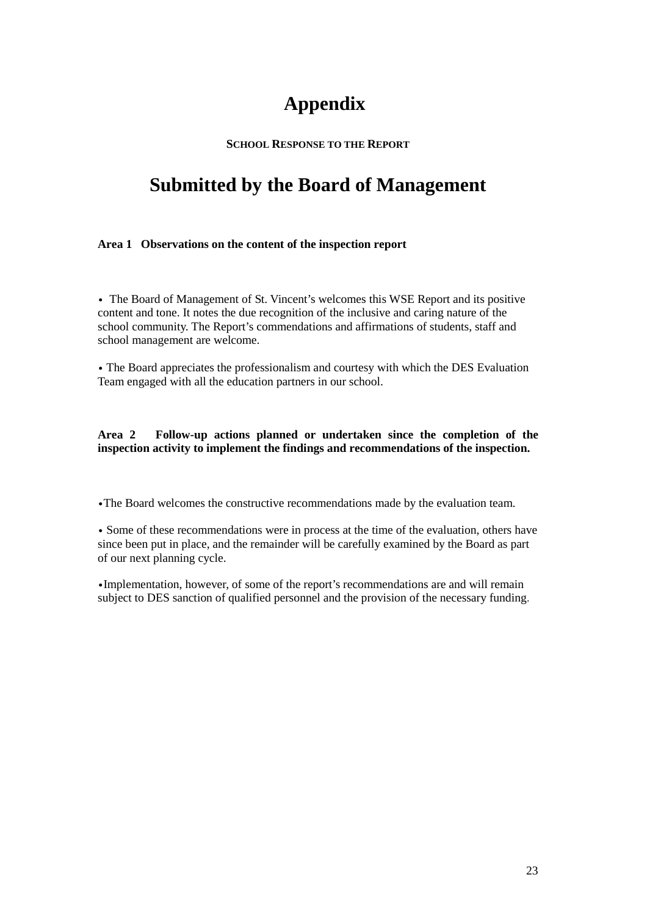# Appendix

**SCHOOL RESPONSE TO THE REPORT**

## Submitted by the Board of Management

**Area 1 Observations on the content of the inspection report**

- The Board of Management of St. Vincent's welcomes this WSE Report and its positive content and tone. It notes the due recognition of the inclusive and caring nature of the school community. The Report's commendations and affirmations of students, staff and school management are welcome.

- The Board appreciates the professionalism and courtesy with which the DES Evaluation Team engaged with all the education partners in our school.

**Area 2 Follow-up actions planned or undertaken since the completion of the inspection activity to implement the findings and recommendations of the inspection.**

- The Board welcomes the constructive recommendations made by the evaluation team.

- Some of these recommendations were in process at the time of the evaluation, others have since been put in place, and the remainder will be carefully examined by the Board as part of our next planning cycle.

- Implementation, however, of some of the report's recommendations are and will remain subject to DES sanction of qualified personnel and the provision of the necessary funding.